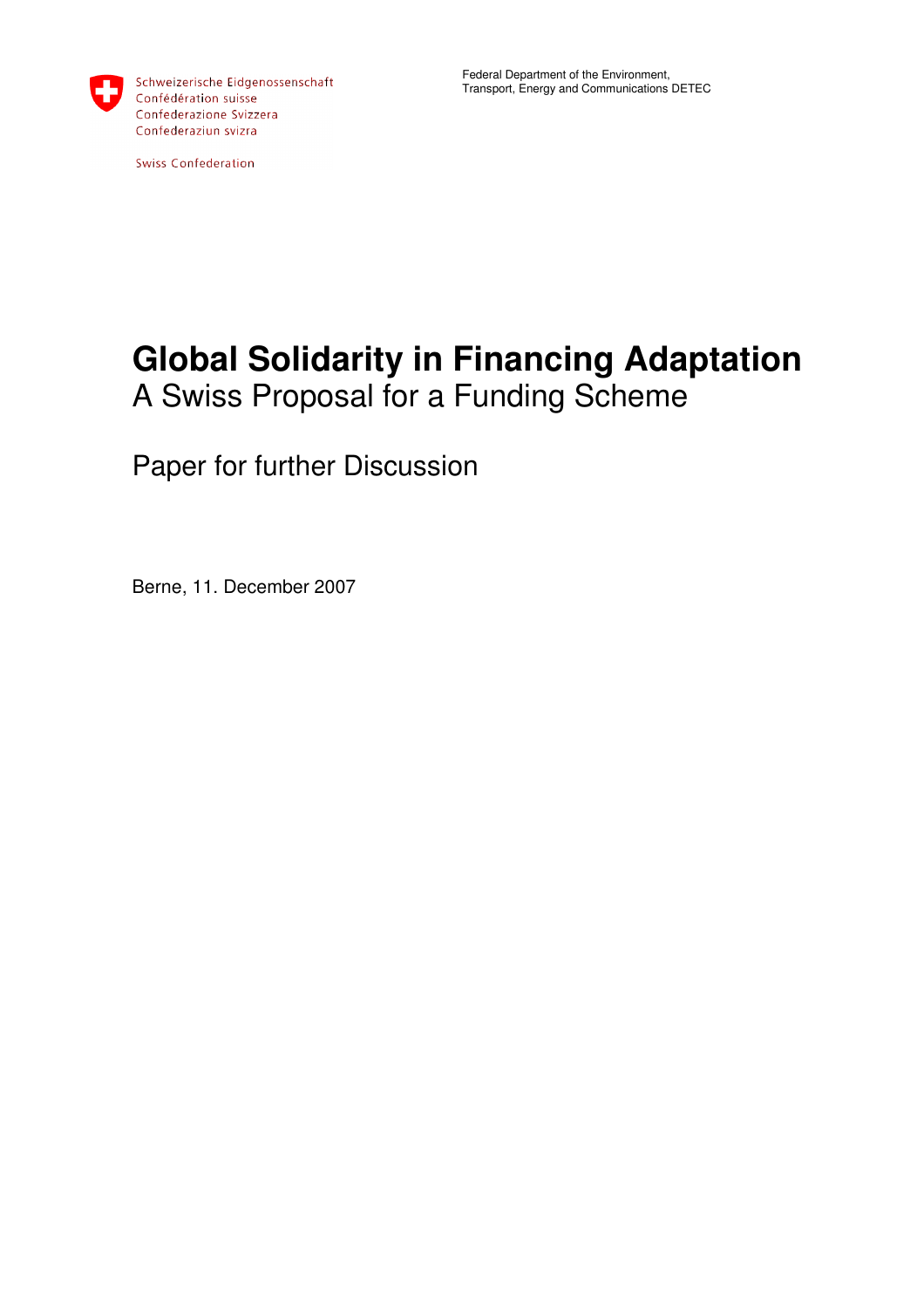Schweizerische Eidgenossenschaft
Confédération suisse
Confederazione Svizzera
Confederaziun svizra

Swiss Confederation

Federal Department of the Environment,
Transport, Energy and Communications DETEC

# Global Solidarity in Financing Adaptation

## A Swiss Proposal for a Funding Scheme

Paper for further Discussion

Berne, 11. December 2007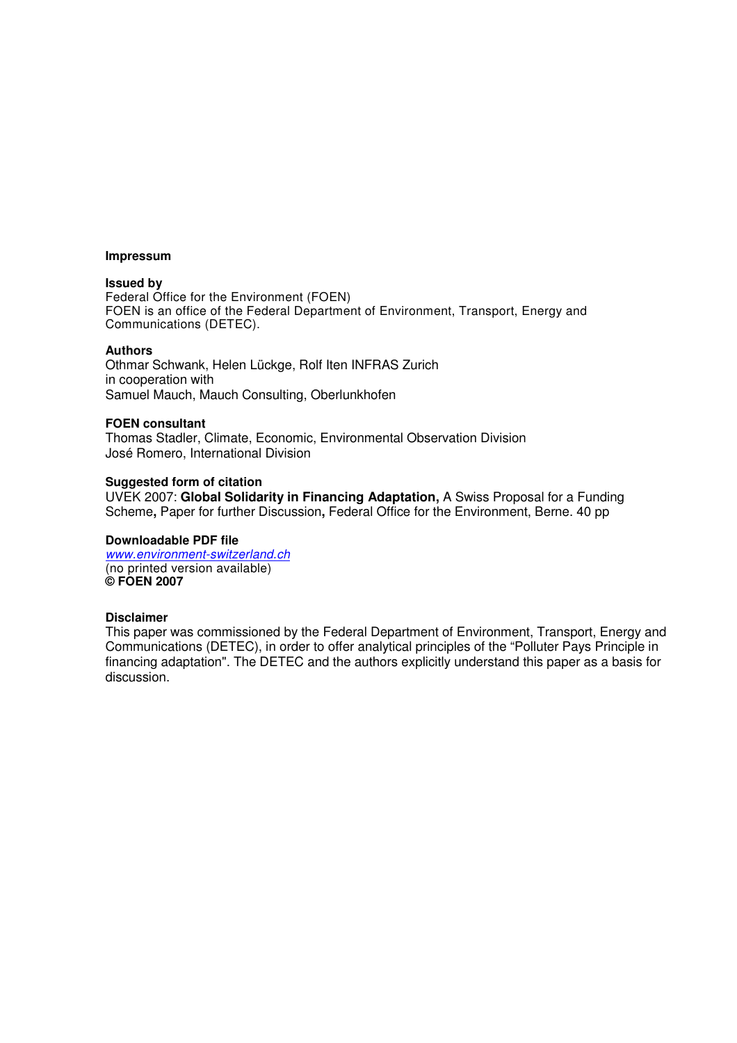**Impressum**

**Issued by**
Federal Office for the Environment (FOEN)
FOEN is an office of the Federal Department of Environment, Transport, Energy and Communications (DETEC).

**Authors**
Othmar Schwank, Helen Lückge, Rolf Iten INFRAS Zurich
in cooperation with
Samuel Mauch, Mauch Consulting, Oberlunkhofen

**FOEN consultant**
Thomas Stadler, Climate, Economic, Environmental Observation Division
José Romero, International Division

**Suggested form of citation**
UVEK 2007: **Global Solidarity in Financing Adaptation,** A Swiss Proposal for a Funding Scheme**,** Paper for further Discussion**,** Federal Office for the Environment, Berne. 40 pp

**Downloadable PDF file**
*www.environment-switzerland.ch*
(no printed version available)
**© FOEN 2007**

**Disclaimer**
This paper was commissioned by the Federal Department of Environment, Transport, Energy and Communications (DETEC), in order to offer analytical principles of the "Polluter Pays Principle in financing adaptation". The DETEC and the authors explicitly understand this paper as a basis for discussion.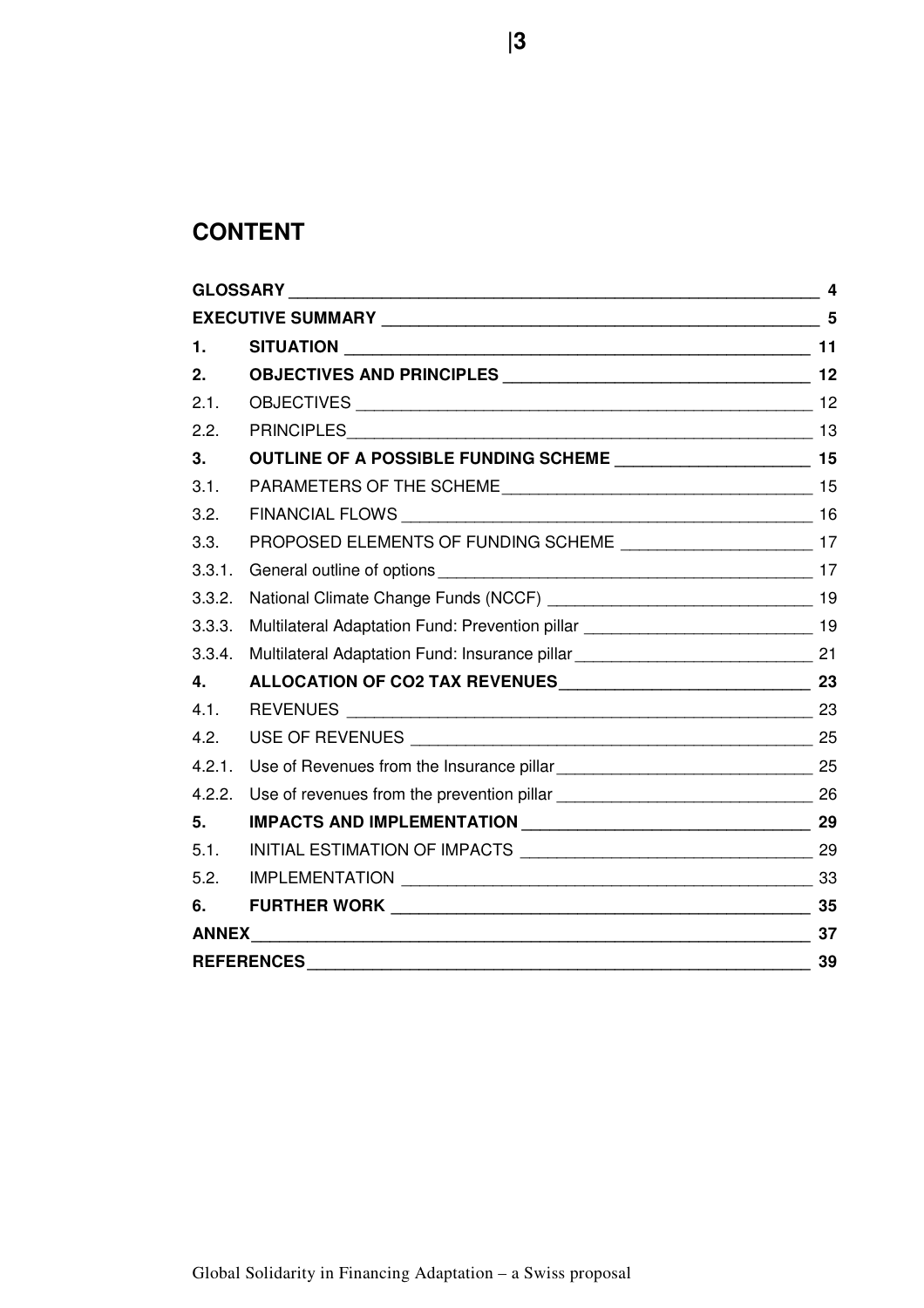# CONTENT

| | | |
|---|---|---|
| **GLOSSARY** | | **4** |
| **EXECUTIVE SUMMARY** | | **5** |
| **1.** | **SITUATION** | **11** |
| **2.** | **OBJECTIVES AND PRINCIPLES** | **12** |
| 2.1. | OBJECTIVES | 12 |
| 2.2. | PRINCIPLES | 13 |
| **3.** | **OUTLINE OF A POSSIBLE FUNDING SCHEME** | **15** |
| 3.1. | PARAMETERS OF THE SCHEME | 15 |
| 3.2. | FINANCIAL FLOWS | 16 |
| 3.3. | PROPOSED ELEMENTS OF FUNDING SCHEME | 17 |
| 3.3.1. | General outline of options | 17 |
| 3.3.2. | National Climate Change Funds (NCCF) | 19 |
| 3.3.3. | Multilateral Adaptation Fund: Prevention pillar | 19 |
| 3.3.4. | Multilateral Adaptation Fund: Insurance pillar | 21 |
| **4.** | **ALLOCATION OF CO2 TAX REVENUES** | **23** |
| 4.1. | REVENUES | 23 |
| 4.2. | USE OF REVENUES | 25 |
| 4.2.1. | Use of Revenues from the Insurance pillar | 25 |
| 4.2.2. | Use of revenues from the prevention pillar | 26 |
| **5.** | **IMPACTS AND IMPLEMENTATION** | **29** |
| 5.1. | INITIAL ESTIMATION OF IMPACTS | 29 |
| 5.2. | IMPLEMENTATION | 33 |
| **6.** | **FURTHER WORK** | **35** |
| **ANNEX** | | **37** |
| **REFERENCES** | | **39** |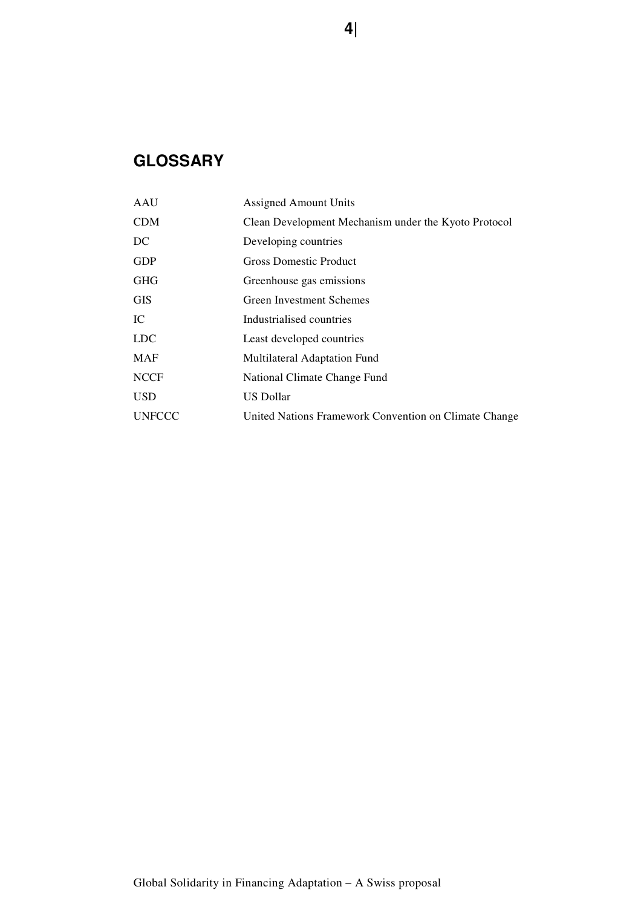## GLOSSARY

| | |
|---|---|
| AAU | Assigned Amount Units |
| CDM | Clean Development Mechanism under the Kyoto Protocol |
| DC | Developing countries |
| GDP | Gross Domestic Product |
| GHG | Greenhouse gas emissions |
| GIS | Green Investment Schemes |
| IC | Industrialised countries |
| LDC | Least developed countries |
| MAF | Multilateral Adaptation Fund |
| NCCF | National Climate Change Fund |
| USD | US Dollar |
| UNFCCC | United Nations Framework Convention on Climate Change |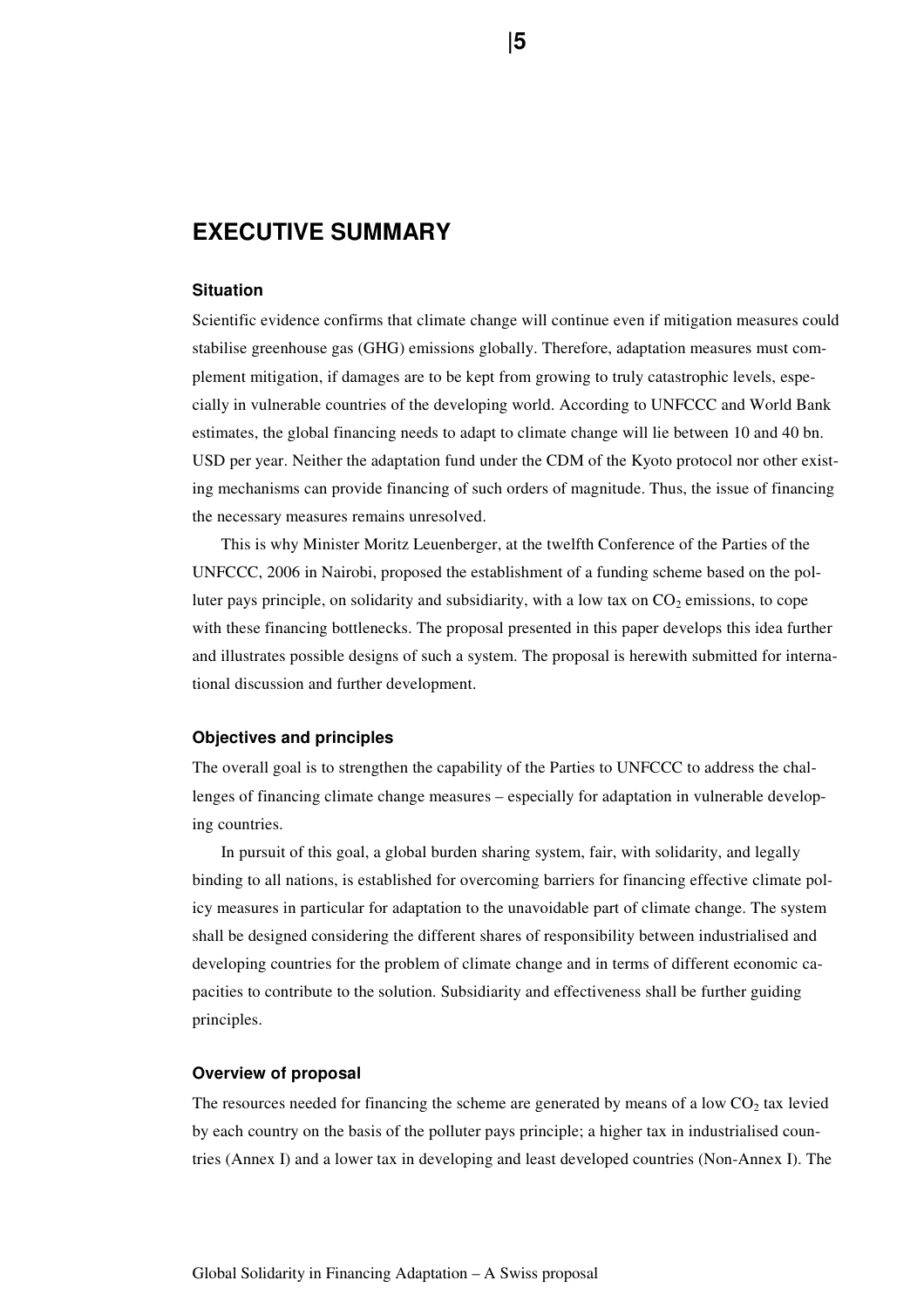# EXECUTIVE SUMMARY

### Situation

Scientific evidence confirms that climate change will continue even if mitigation measures could stabilise greenhouse gas (GHG) emissions globally. Therefore, adaptation measures must complement mitigation, if damages are to be kept from growing to truly catastrophic levels, especially in vulnerable countries of the developing world. According to UNFCCC and World Bank estimates, the global financing needs to adapt to climate change will lie between 10 and 40 bn. USD per year. Neither the adaptation fund under the CDM of the Kyoto protocol nor other existing mechanisms can provide financing of such orders of magnitude. Thus, the issue of financing the necessary measures remains unresolved.

This is why Minister Moritz Leuenberger, at the twelfth Conference of the Parties of the UNFCCC, 2006 in Nairobi, proposed the establishment of a funding scheme based on the polluter pays principle, on solidarity and subsidiarity, with a low tax on $CO_2$ emissions, to cope with these financing bottlenecks. The proposal presented in this paper develops this idea further and illustrates possible designs of such a system. The proposal is herewith submitted for international discussion and further development.

### Objectives and principles

The overall goal is to strengthen the capability of the Parties to UNFCCC to address the challenges of financing climate change measures – especially for adaptation in vulnerable developing countries.

In pursuit of this goal, a global burden sharing system, fair, with solidarity, and legally binding to all nations, is established for overcoming barriers for financing effective climate policy measures in particular for adaptation to the unavoidable part of climate change. The system shall be designed considering the different shares of responsibility between industrialised and developing countries for the problem of climate change and in terms of different economic capacities to contribute to the solution. Subsidiarity and effectiveness shall be further guiding principles.

### Overview of proposal

The resources needed for financing the scheme are generated by means of a low $CO_2$ tax levied by each country on the basis of the polluter pays principle; a higher tax in industrialised countries (Annex I) and a lower tax in developing and least developed countries (Non-Annex I). The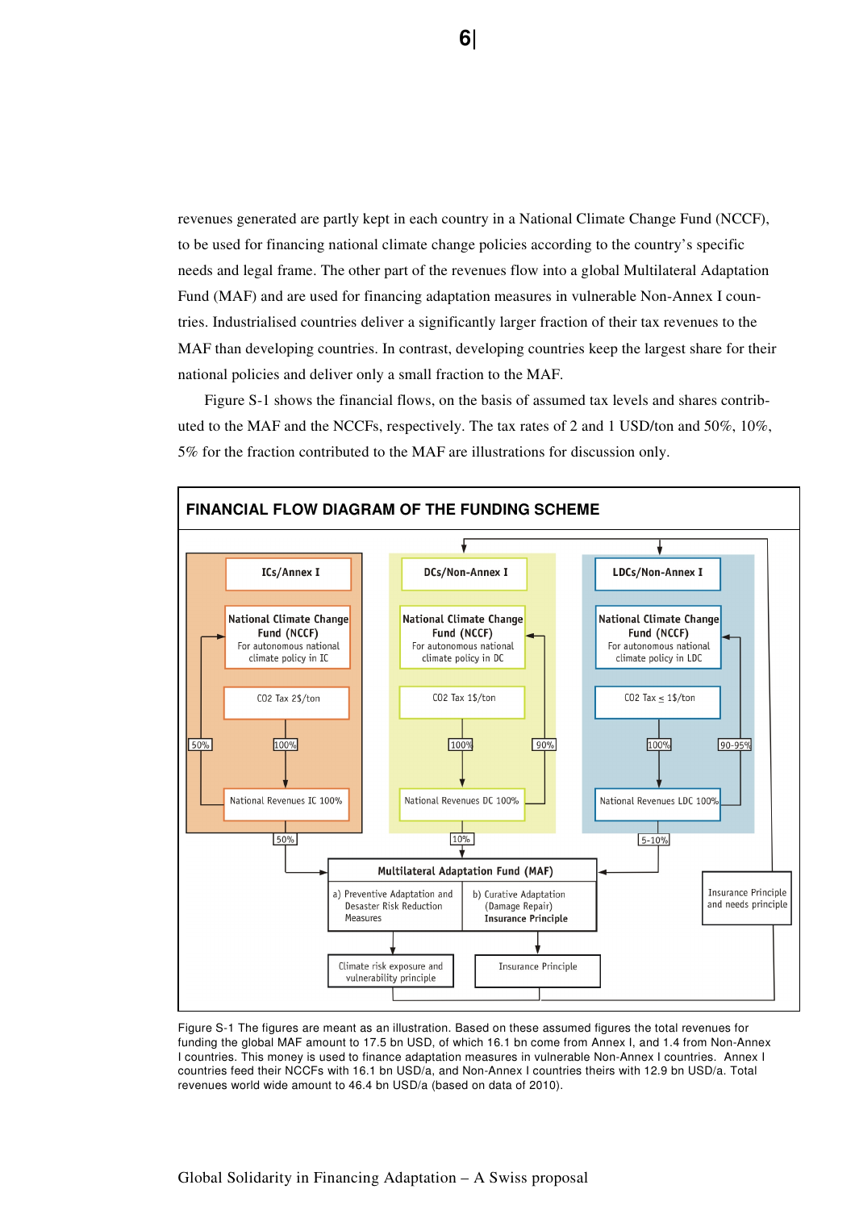revenues generated are partly kept in each country in a National Climate Change Fund (NCCF), to be used for financing national climate change policies according to the country's specific needs and legal frame. The other part of the revenues flow into a global Multilateral Adaptation Fund (MAF) and are used for financing adaptation measures in vulnerable Non-Annex I countries. Industrialised countries deliver a significantly larger fraction of their tax revenues to the MAF than developing countries. In contrast, developing countries keep the largest share for their national policies and deliver only a small fraction to the MAF.

Figure S-1 shows the financial flows, on the basis of assumed tax levels and shares contributed to the MAF and the NCCFs, respectively. The tax rates of 2 and 1 USD/ton and 50%, 10%, 5% for the fraction contributed to the MAF are illustrations for discussion only.

**FINANCIAL FLOW DIAGRAM OF THE FUNDING SCHEME**

ICs/Annex I

National Climate Change Fund (NCCF)
For autonomous national climate policy in IC

CO2 Tax 2$/ton

50% | 100%

National Revenues IC 100%

DCs/Non-Annex I

National Climate Change Fund (NCCF)
For autonomous national climate policy in DC

CO2 Tax 1$/ton

100% | 90%

National Revenues DC 100%

LDCs/Non-Annex I

National Climate Change Fund (NCCF)
For autonomous national climate policy in LDC

CO2 Tax ≤ 1$/ton

100% | 90-95%

National Revenues LDC 100%

50% | 10% | 5-10%

Multilateral Adaptation Fund (MAF)

a) Preventive Adaptation and Desaster Risk Reduction Measures

b) Curative Adaptation (Damage Repair) **Insurance Principle**

Insurance Principle and needs principle

Climate risk exposure and vulnerability principle

Insurance Principle

Figure S-1 The figures are meant as an illustration. Based on these assumed figures the total revenues for funding the global MAF amount to 17.5 bn USD, of which 16.1 bn come from Annex I, and 1.4 from Non-Annex I countries. This money is used to finance adaptation measures in vulnerable Non-Annex I countries. Annex I countries feed their NCCFs with 16.1 bn USD/a, and Non-Annex I countries theirs with 12.9 bn USD/a. Total revenues world wide amount to 46.4 bn USD/a (based on data of 2010).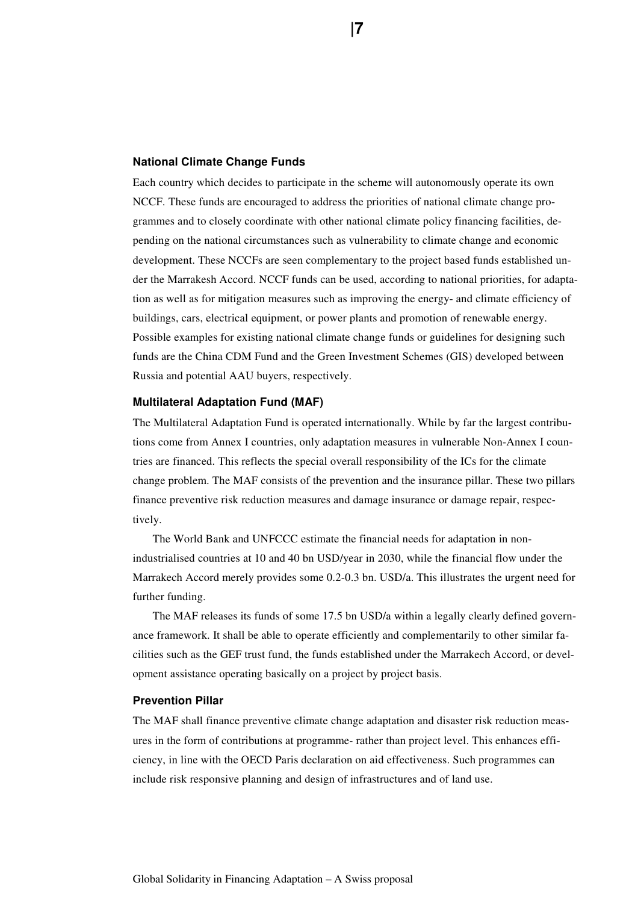### National Climate Change Funds

Each country which decides to participate in the scheme will autonomously operate its own NCCF. These funds are encouraged to address the priorities of national climate change programmes and to closely coordinate with other national climate policy financing facilities, depending on the national circumstances such as vulnerability to climate change and economic development. These NCCFs are seen complementary to the project based funds established under the Marrakesh Accord. NCCF funds can be used, according to national priorities, for adaptation as well as for mitigation measures such as improving the energy- and climate efficiency of buildings, cars, electrical equipment, or power plants and promotion of renewable energy. Possible examples for existing national climate change funds or guidelines for designing such funds are the China CDM Fund and the Green Investment Schemes (GIS) developed between Russia and potential AAU buyers, respectively.

### Multilateral Adaptation Fund (MAF)

The Multilateral Adaptation Fund is operated internationally. While by far the largest contributions come from Annex I countries, only adaptation measures in vulnerable Non-Annex I countries are financed. This reflects the special overall responsibility of the ICs for the climate change problem. The MAF consists of the prevention and the insurance pillar. These two pillars finance preventive risk reduction measures and damage insurance or damage repair, respectively.

The World Bank and UNFCCC estimate the financial needs for adaptation in non-industrialised countries at 10 and 40 bn USD/year in 2030, while the financial flow under the Marrakech Accord merely provides some 0.2-0.3 bn. USD/a. This illustrates the urgent need for further funding.

The MAF releases its funds of some 17.5 bn USD/a within a legally clearly defined governance framework. It shall be able to operate efficiently and complementarily to other similar facilities such as the GEF trust fund, the funds established under the Marrakech Accord, or development assistance operating basically on a project by project basis.

### Prevention Pillar

The MAF shall finance preventive climate change adaptation and disaster risk reduction measures in the form of contributions at programme- rather than project level. This enhances efficiency, in line with the OECD Paris declaration on aid effectiveness. Such programmes can include risk responsive planning and design of infrastructures and of land use.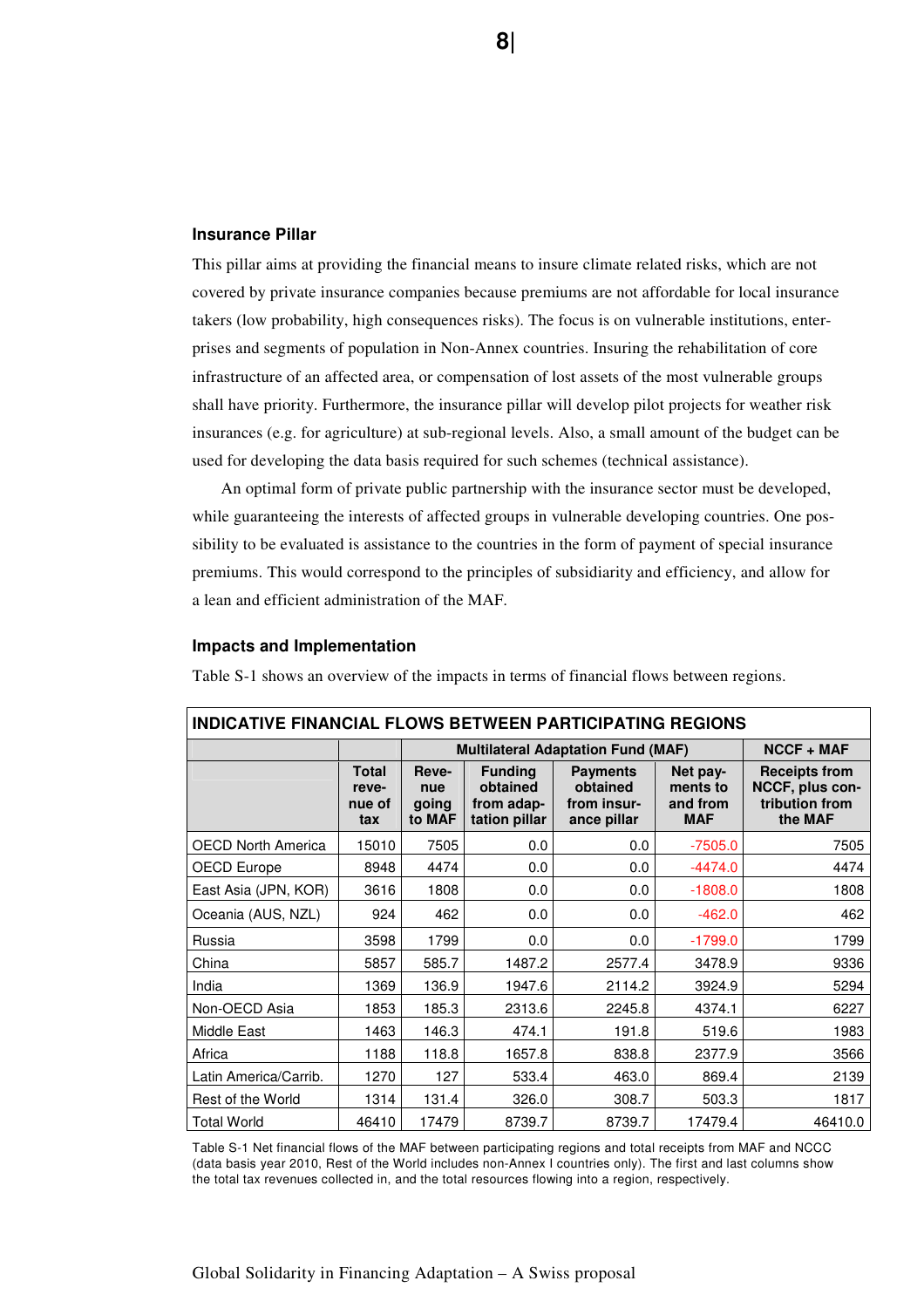### Insurance Pillar

This pillar aims at providing the financial means to insure climate related risks, which are not covered by private insurance companies because premiums are not affordable for local insurance takers (low probability, high consequences risks). The focus is on vulnerable institutions, enterprises and segments of population in Non-Annex countries. Insuring the rehabilitation of core infrastructure of an affected area, or compensation of lost assets of the most vulnerable groups shall have priority. Furthermore, the insurance pillar will develop pilot projects for weather risk insurances (e.g. for agriculture) at sub-regional levels. Also, a small amount of the budget can be used for developing the data basis required for such schemes (technical assistance).

An optimal form of private public partnership with the insurance sector must be developed, while guaranteeing the interests of affected groups in vulnerable developing countries. One possibility to be evaluated is assistance to the countries in the form of payment of special insurance premiums. This would correspond to the principles of subsidiarity and efficiency, and allow for a lean and efficient administration of the MAF.

### Impacts and Implementation

Table S-1 shows an overview of the impacts in terms of financial flows between regions.

**INDICATIVE FINANCIAL FLOWS BETWEEN PARTICIPATING REGIONS**

| | | Multilateral Adaptation Fund (MAF) | | | | NCCF + MAF |
|---|---|---|---|---|---|---|
| | Total revenue of tax | Revenue going to MAF | Funding obtained from adaptation pillar | Payments obtained from insurance pillar | Net payments to and from MAF | Receipts from NCCF, plus contribution from the MAF |
| OECD North America | 15010 | 7505 | 0.0 | 0.0 | -7505.0 | 7505 |
| OECD Europe | 8948 | 4474 | 0.0 | 0.0 | -4474.0 | 4474 |
| East Asia (JPN, KOR) | 3616 | 1808 | 0.0 | 0.0 | -1808.0 | 1808 |
| Oceania (AUS, NZL) | 924 | 462 | 0.0 | 0.0 | -462.0 | 462 |
| Russia | 3598 | 1799 | 0.0 | 0.0 | -1799.0 | 1799 |
| China | 5857 | 585.7 | 1487.2 | 2577.4 | 3478.9 | 9336 |
| India | 1369 | 136.9 | 1947.6 | 2114.2 | 3924.9 | 5294 |
| Non-OECD Asia | 1853 | 185.3 | 2313.6 | 2245.8 | 4374.1 | 6227 |
| Middle East | 1463 | 146.3 | 474.1 | 191.8 | 519.6 | 1983 |
| Africa | 1188 | 118.8 | 1657.8 | 838.8 | 2377.9 | 3566 |
| Latin America/Carrib. | 1270 | 127 | 533.4 | 463.0 | 869.4 | 2139 |
| Rest of the World | 1314 | 131.4 | 326.0 | 308.7 | 503.3 | 1817 |
| Total World | 46410 | 17479 | 8739.7 | 8739.7 | 17479.4 | 46410.0 |

Table S-1 Net financial flows of the MAF between participating regions and total receipts from MAF and NCCC (data basis year 2010, Rest of the World includes non-Annex I countries only). The first and last columns show the total tax revenues collected in, and the total resources flowing into a region, respectively.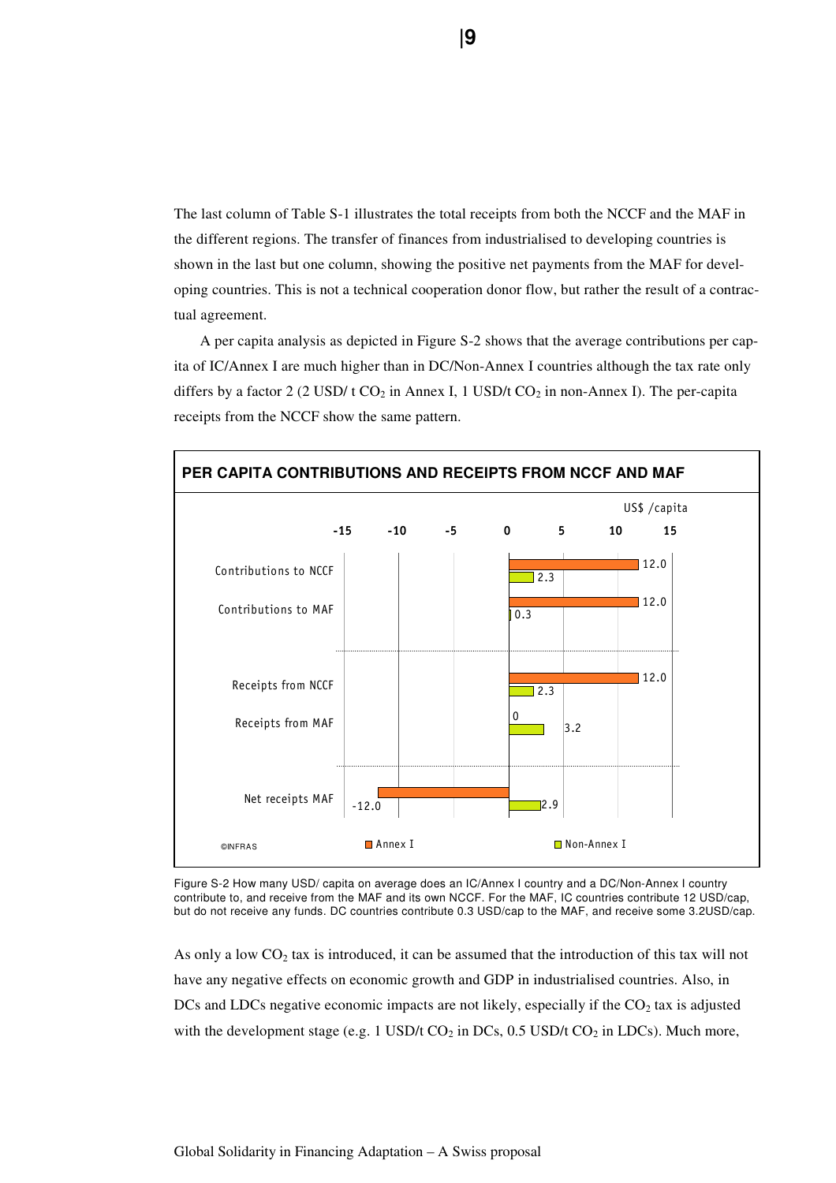The last column of Table S-1 illustrates the total receipts from both the NCCF and the MAF in the different regions. The transfer of finances from industrialised to developing countries is shown in the last but one column, showing the positive net payments from the MAF for developing countries. This is not a technical cooperation donor flow, but rather the result of a contractual agreement.

A per capita analysis as depicted in Figure S-2 shows that the average contributions per capita of IC/Annex I are much higher than in DC/Non-Annex I countries although the tax rate only differs by a factor 2 (2 USD/ t $CO_2$ in Annex I, 1 USD/t $CO_2$ in non-Annex I). The per-capita receipts from the NCCF show the same pattern.

**PER CAPITA CONTRIBUTIONS AND RECEIPTS FROM NCCF AND MAF**

US$ /capita

| | Annex I | Non-Annex I |
|---|---|---|
| Contributions to NCCF | 12.0 | 2.3 |
| Contributions to MAF | 12.0 | 0.3 |
| Receipts from NCCF | 12.0 | 2.3 |
| Receipts from MAF | 0 | 3.2 |
| Net receipts MAF | -12.0 | 2.9 |

©INFRAS

Figure S-2 How many USD/ capita on average does an IC/Annex I country and a DC/Non-Annex I country contribute to, and receive from the MAF and its own NCCF. For the MAF, IC countries contribute 12 USD/cap, but do not receive any funds. DC countries contribute 0.3 USD/cap to the MAF, and receive some 3.2USD/cap.

As only a low $CO_2$ tax is introduced, it can be assumed that the introduction of this tax will not have any negative effects on economic growth and GDP in industrialised countries. Also, in DCs and LDCs negative economic impacts are not likely, especially if the $CO_2$ tax is adjusted with the development stage (e.g. 1 USD/t $CO_2$ in DCs, 0.5 USD/t $CO_2$ in LDCs). Much more,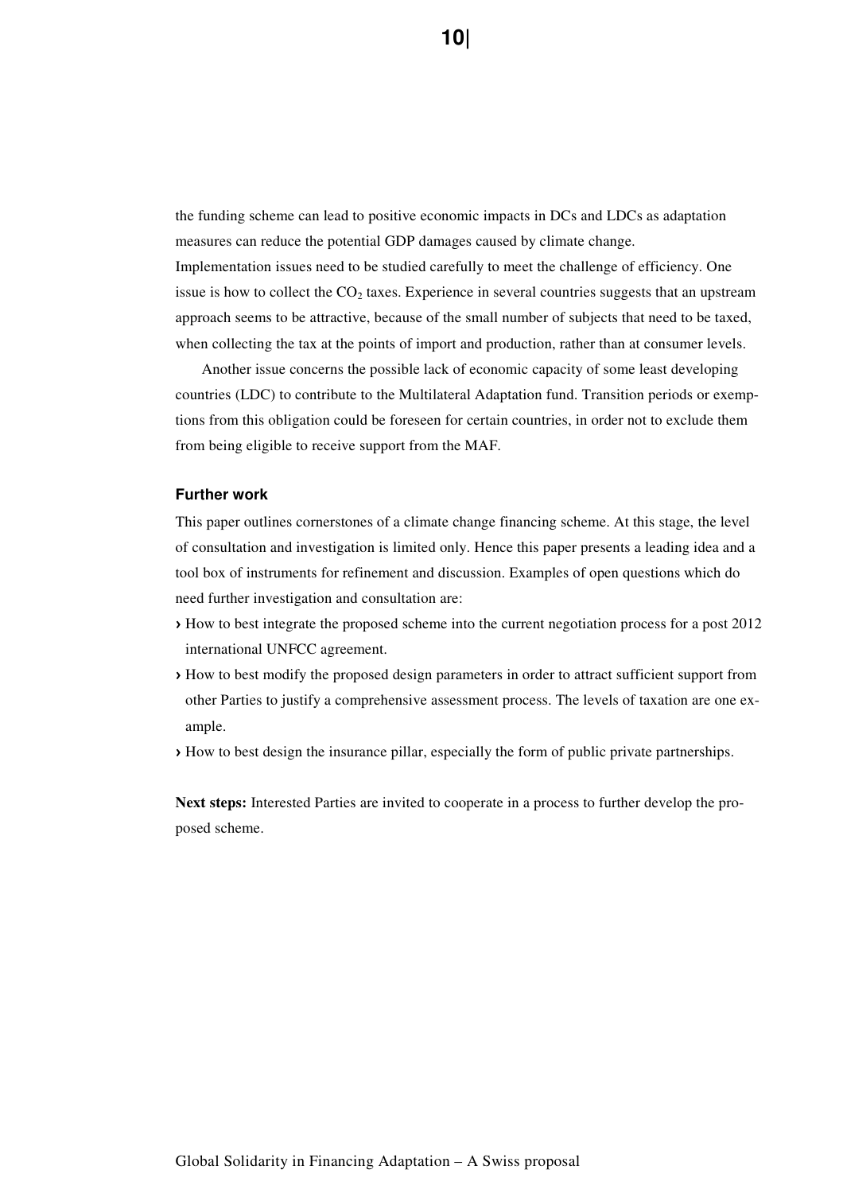the funding scheme can lead to positive economic impacts in DCs and LDCs as adaptation measures can reduce the potential GDP damages caused by climate change.
Implementation issues need to be studied carefully to meet the challenge of efficiency. One issue is how to collect the $CO_2$ taxes. Experience in several countries suggests that an upstream approach seems to be attractive, because of the small number of subjects that need to be taxed, when collecting the tax at the points of import and production, rather than at consumer levels.

Another issue concerns the possible lack of economic capacity of some least developing countries (LDC) to contribute to the Multilateral Adaptation fund. Transition periods or exemptions from this obligation could be foreseen for certain countries, in order not to exclude them from being eligible to receive support from the MAF.

#### Further work

This paper outlines cornerstones of a climate change financing scheme. At this stage, the level of consultation and investigation is limited only. Hence this paper presents a leading idea and a tool box of instruments for refinement and discussion. Examples of open questions which do need further investigation and consultation are:

- How to best integrate the proposed scheme into the current negotiation process for a post 2012 international UNFCC agreement.
- How to best modify the proposed design parameters in order to attract sufficient support from other Parties to justify a comprehensive assessment process. The levels of taxation are one example.
- How to best design the insurance pillar, especially the form of public private partnerships.

**Next steps:** Interested Parties are invited to cooperate in a process to further develop the proposed scheme.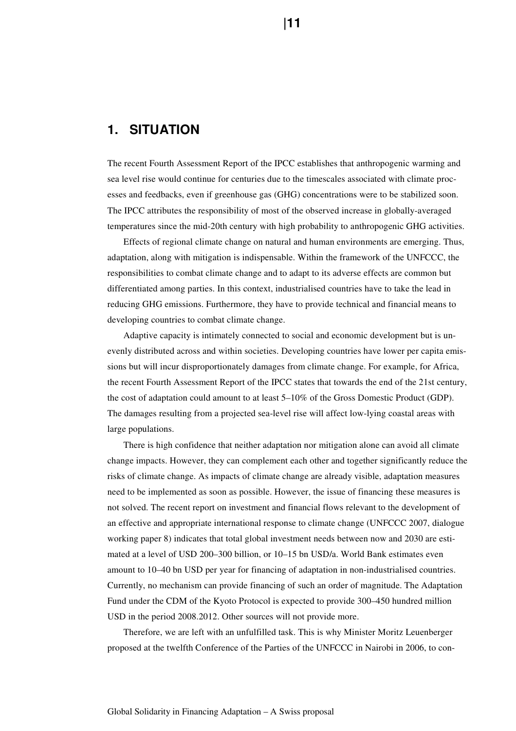# 1. SITUATION

The recent Fourth Assessment Report of the IPCC establishes that anthropogenic warming and sea level rise would continue for centuries due to the timescales associated with climate processes and feedbacks, even if greenhouse gas (GHG) concentrations were to be stabilized soon. The IPCC attributes the responsibility of most of the observed increase in globally-averaged temperatures since the mid-20th century with high probability to anthropogenic GHG activities.

Effects of regional climate change on natural and human environments are emerging. Thus, adaptation, along with mitigation is indispensable. Within the framework of the UNFCCC, the responsibilities to combat climate change and to adapt to its adverse effects are common but differentiated among parties. In this context, industrialised countries have to take the lead in reducing GHG emissions. Furthermore, they have to provide technical and financial means to developing countries to combat climate change.

Adaptive capacity is intimately connected to social and economic development but is unevenly distributed across and within societies. Developing countries have lower per capita emissions but will incur disproportionately damages from climate change. For example, for Africa, the recent Fourth Assessment Report of the IPCC states that towards the end of the 21st century, the cost of adaptation could amount to at least 5–10% of the Gross Domestic Product (GDP). The damages resulting from a projected sea-level rise will affect low-lying coastal areas with large populations.

There is high confidence that neither adaptation nor mitigation alone can avoid all climate change impacts. However, they can complement each other and together significantly reduce the risks of climate change. As impacts of climate change are already visible, adaptation measures need to be implemented as soon as possible. However, the issue of financing these measures is not solved. The recent report on investment and financial flows relevant to the development of an effective and appropriate international response to climate change (UNFCCC 2007, dialogue working paper 8) indicates that total global investment needs between now and 2030 are estimated at a level of USD 200–300 billion, or 10–15 bn USD/a. World Bank estimates even amount to 10–40 bn USD per year for financing of adaptation in non-industrialised countries. Currently, no mechanism can provide financing of such an order of magnitude. The Adaptation Fund under the CDM of the Kyoto Protocol is expected to provide 300–450 hundred million USD in the period 2008.2012. Other sources will not provide more.

Therefore, we are left with an unfulfilled task. This is why Minister Moritz Leuenberger proposed at the twelfth Conference of the Parties of the UNFCCC in Nairobi in 2006, to con-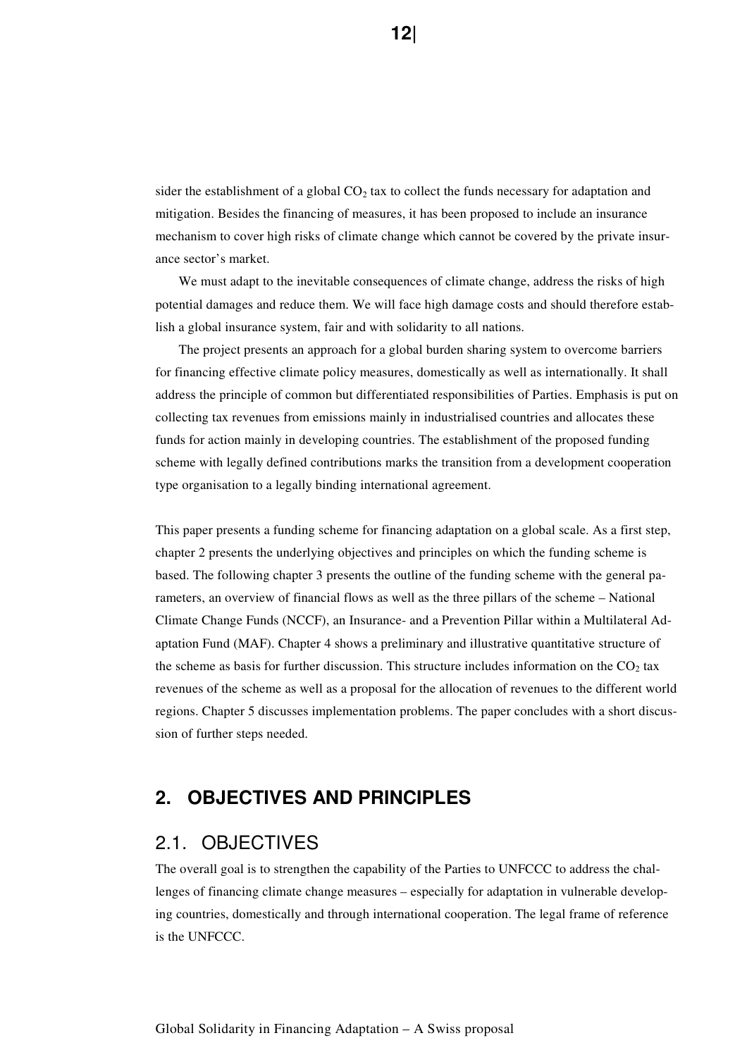sider the establishment of a global $CO_2$ tax to collect the funds necessary for adaptation and mitigation. Besides the financing of measures, it has been proposed to include an insurance mechanism to cover high risks of climate change which cannot be covered by the private insurance sector's market.

We must adapt to the inevitable consequences of climate change, address the risks of high potential damages and reduce them. We will face high damage costs and should therefore establish a global insurance system, fair and with solidarity to all nations.

The project presents an approach for a global burden sharing system to overcome barriers for financing effective climate policy measures, domestically as well as internationally. It shall address the principle of common but differentiated responsibilities of Parties. Emphasis is put on collecting tax revenues from emissions mainly in industrialised countries and allocates these funds for action mainly in developing countries. The establishment of the proposed funding scheme with legally defined contributions marks the transition from a development cooperation type organisation to a legally binding international agreement.

This paper presents a funding scheme for financing adaptation on a global scale. As a first step, chapter 2 presents the underlying objectives and principles on which the funding scheme is based. The following chapter 3 presents the outline of the funding scheme with the general parameters, an overview of financial flows as well as the three pillars of the scheme – National Climate Change Funds (NCCF), an Insurance- and a Prevention Pillar within a Multilateral Adaptation Fund (MAF). Chapter 4 shows a preliminary and illustrative quantitative structure of the scheme as basis for further discussion. This structure includes information on the $CO_2$ tax revenues of the scheme as well as a proposal for the allocation of revenues to the different world regions. Chapter 5 discusses implementation problems. The paper concludes with a short discussion of further steps needed.

## 2. OBJECTIVES AND PRINCIPLES

### 2.1. OBJECTIVES

The overall goal is to strengthen the capability of the Parties to UNFCCC to address the challenges of financing climate change measures – especially for adaptation in vulnerable developing countries, domestically and through international cooperation. The legal frame of reference is the UNFCCC.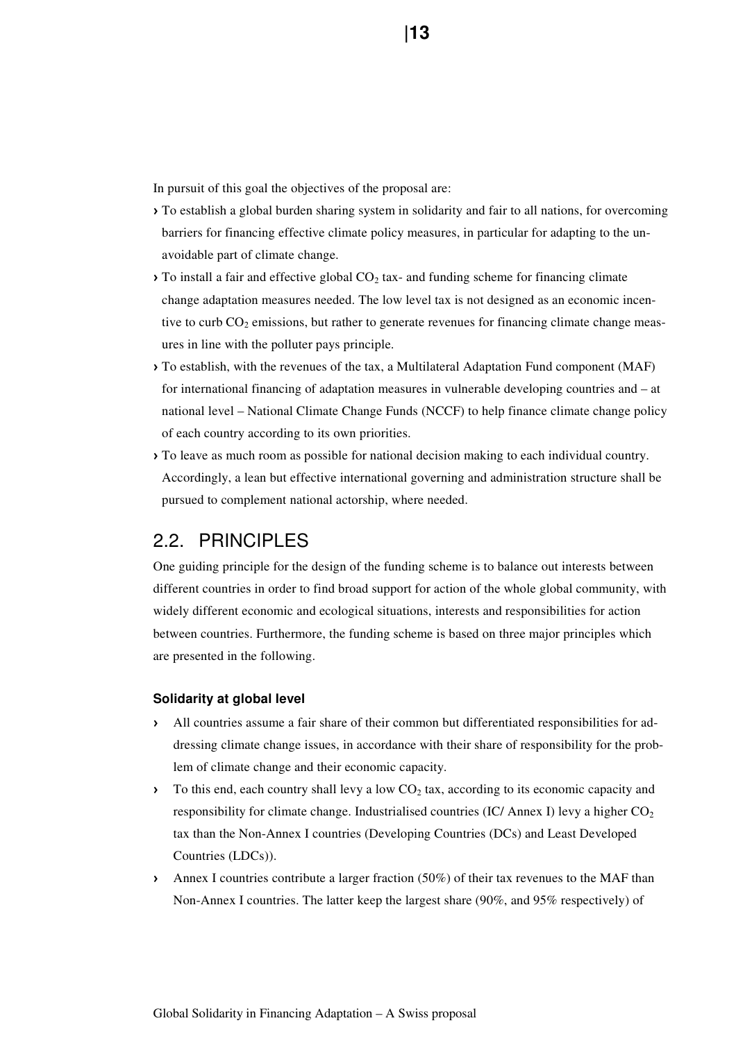In pursuit of this goal the objectives of the proposal are:

- To establish a global burden sharing system in solidarity and fair to all nations, for overcoming barriers for financing effective climate policy measures, in particular for adapting to the unavoidable part of climate change.
- To install a fair and effective global $CO_2$ tax- and funding scheme for financing climate change adaptation measures needed. The low level tax is not designed as an economic incentive to curb $CO_2$ emissions, but rather to generate revenues for financing climate change measures in line with the polluter pays principle.
- To establish, with the revenues of the tax, a Multilateral Adaptation Fund component (MAF) for international financing of adaptation measures in vulnerable developing countries and – at national level – National Climate Change Funds (NCCF) to help finance climate change policy of each country according to its own priorities.
- To leave as much room as possible for national decision making to each individual country. Accordingly, a lean but effective international governing and administration structure shall be pursued to complement national actorship, where needed.

## 2.2. PRINCIPLES

One guiding principle for the design of the funding scheme is to balance out interests between different countries in order to find broad support for action of the whole global community, with widely different economic and ecological situations, interests and responsibilities for action between countries. Furthermore, the funding scheme is based on three major principles which are presented in the following.

#### Solidarity at global level

- All countries assume a fair share of their common but differentiated responsibilities for addressing climate change issues, in accordance with their share of responsibility for the problem of climate change and their economic capacity.
- To this end, each country shall levy a low $CO_2$ tax, according to its economic capacity and responsibility for climate change. Industrialised countries (IC/ Annex I) levy a higher $CO_2$ tax than the Non-Annex I countries (Developing Countries (DCs) and Least Developed Countries (LDCs)).
- Annex I countries contribute a larger fraction (50%) of their tax revenues to the MAF than Non-Annex I countries. The latter keep the largest share (90%, and 95% respectively) of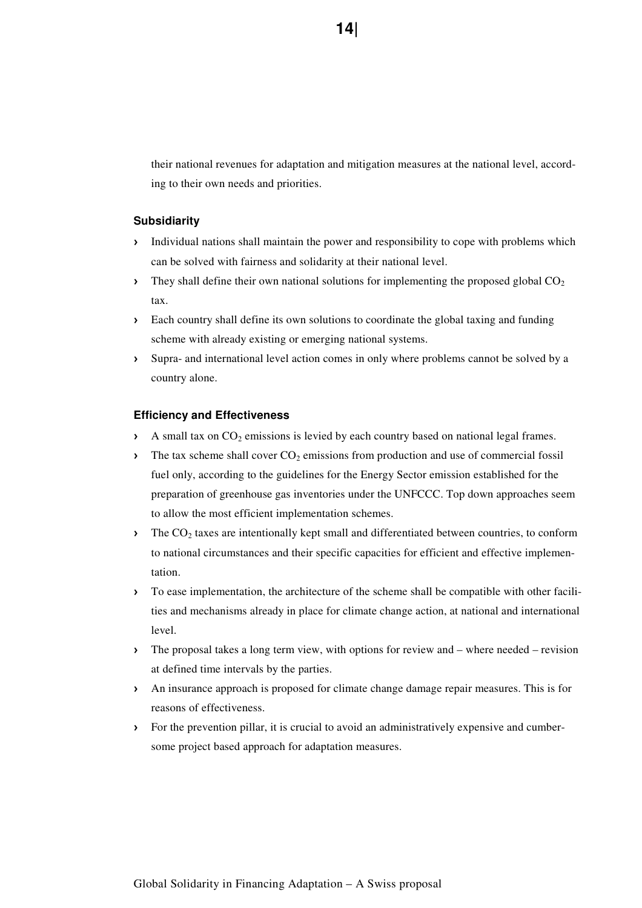their national revenues for adaptation and mitigation measures at the national level, according to their own needs and priorities.

### Subsidiarity

- Individual nations shall maintain the power and responsibility to cope with problems which can be solved with fairness and solidarity at their national level.
- They shall define their own national solutions for implementing the proposed global $CO_2$ tax.
- Each country shall define its own solutions to coordinate the global taxing and funding scheme with already existing or emerging national systems.
- Supra- and international level action comes in only where problems cannot be solved by a country alone.

### Efficiency and Effectiveness

- A small tax on $CO_2$ emissions is levied by each country based on national legal frames.
- The tax scheme shall cover $CO_2$ emissions from production and use of commercial fossil fuel only, according to the guidelines for the Energy Sector emission established for the preparation of greenhouse gas inventories under the UNFCCC. Top down approaches seem to allow the most efficient implementation schemes.
- The $CO_2$ taxes are intentionally kept small and differentiated between countries, to conform to national circumstances and their specific capacities for efficient and effective implementation.
- To ease implementation, the architecture of the scheme shall be compatible with other facilities and mechanisms already in place for climate change action, at national and international level.
- The proposal takes a long term view, with options for review and – where needed – revision at defined time intervals by the parties.
- An insurance approach is proposed for climate change damage repair measures. This is for reasons of effectiveness.
- For the prevention pillar, it is crucial to avoid an administratively expensive and cumbersome project based approach for adaptation measures.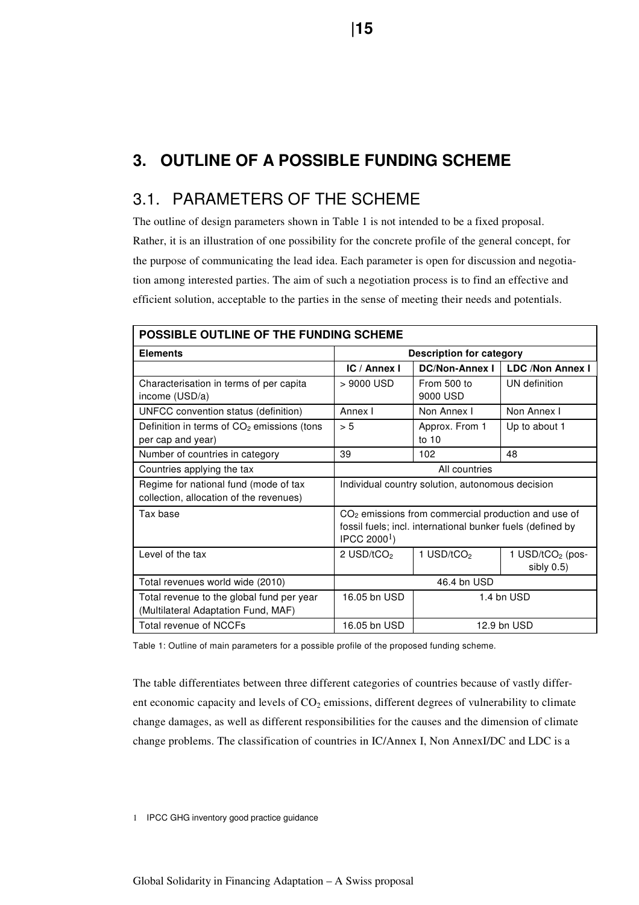# 3. OUTLINE OF A POSSIBLE FUNDING SCHEME

## 3.1. PARAMETERS OF THE SCHEME

The outline of design parameters shown in Table 1 is not intended to be a fixed proposal. Rather, it is an illustration of one possibility for the concrete profile of the general concept, for the purpose of communicating the lead idea. Each parameter is open for discussion and negotiation among interested parties. The aim of such a negotiation process is to find an effective and efficient solution, acceptable to the parties in the sense of meeting their needs and potentials.

| POSSIBLE OUTLINE OF THE FUNDING SCHEME | | | |
|---|---|---|---|
| **Elements** | **Description for category** | | |
| | **IC / Annex I** | **DC/Non-Annex I** | **LDC /Non Annex I** |
| Characterisation in terms of per capita income (USD/a) | > 9000 USD | From 500 to 9000 USD | UN definition |
| UNFCC convention status (definition) | Annex I | Non Annex I | Non Annex I |
| Definition in terms of $CO_2$ emissions (tons per cap and year) | > 5 | Approx. From 1 to 10 | Up to about 1 |
| Number of countries in category | 39 | 102 | 48 |
| Countries applying the tax | All countries | | |
| Regime for national fund (mode of tax collection, allocation of the revenues) | Individual country solution, autonomous decision | | |
| Tax base | $CO_2$ emissions from commercial production and use of fossil fuels; incl. international bunker fuels (defined by IPCC 2000[1]) | | |
| Level of the tax | 2 USD/t$CO_2$ | 1 USD/t$CO_2$ | 1 USD/t$CO_2$ (possibly 0.5) |
| Total revenues world wide (2010) | 46.4 bn USD | | |
| Total revenue to the global fund per year (Multilateral Adaptation Fund, MAF) | 16.05 bn USD | 1.4 bn USD | |
| Total revenue of NCCFs | 16.05 bn USD | 12.9 bn USD | |

Table 1: Outline of main parameters for a possible profile of the proposed funding scheme.

The table differentiates between three different categories of countries because of vastly different economic capacity and levels of $CO_2$ emissions, different degrees of vulnerability to climate change damages, as well as different responsibilities for the causes and the dimension of climate change problems. The classification of countries in IC/Annex I, Non AnnexI/DC and LDC is a

1 IPCC GHG inventory good practice guidance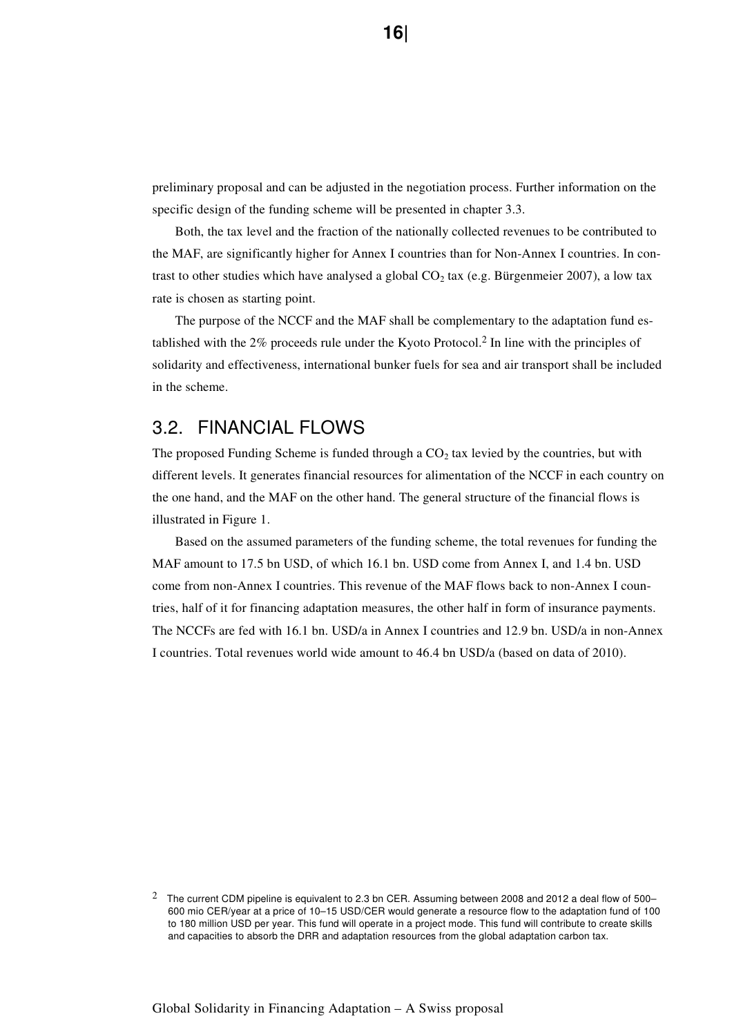preliminary proposal and can be adjusted in the negotiation process. Further information on the specific design of the funding scheme will be presented in chapter 3.3.

Both, the tax level and the fraction of the nationally collected revenues to be contributed to the MAF, are significantly higher for Annex I countries than for Non-Annex I countries. In contrast to other studies which have analysed a global $CO_2$ tax (e.g. Bürgenmeier 2007), a low tax rate is chosen as starting point.

The purpose of the NCCF and the MAF shall be complementary to the adaptation fund established with the 2% proceeds rule under the Kyoto Protocol.[2] In line with the principles of solidarity and effectiveness, international bunker fuels for sea and air transport shall be included in the scheme.

## 3.2. FINANCIAL FLOWS

The proposed Funding Scheme is funded through a $CO_2$ tax levied by the countries, but with different levels. It generates financial resources for alimentation of the NCCF in each country on the one hand, and the MAF on the other hand. The general structure of the financial flows is illustrated in Figure 1.

Based on the assumed parameters of the funding scheme, the total revenues for funding the MAF amount to 17.5 bn USD, of which 16.1 bn. USD come from Annex I, and 1.4 bn. USD come from non-Annex I countries. This revenue of the MAF flows back to non-Annex I countries, half of it for financing adaptation measures, the other half in form of insurance payments. The NCCFs are fed with 16.1 bn. USD/a in Annex I countries and 12.9 bn. USD/a in non-Annex I countries. Total revenues world wide amount to 46.4 bn USD/a (based on data of 2010).

[2] The current CDM pipeline is equivalent to 2.3 bn CER. Assuming between 2008 and 2012 a deal flow of 500–600 mio CER/year at a price of 10–15 USD/CER would generate a resource flow to the adaptation fund of 100 to 180 million USD per year. This fund will operate in a project mode. This fund will contribute to create skills and capacities to absorb the DRR and adaptation resources from the global adaptation carbon tax.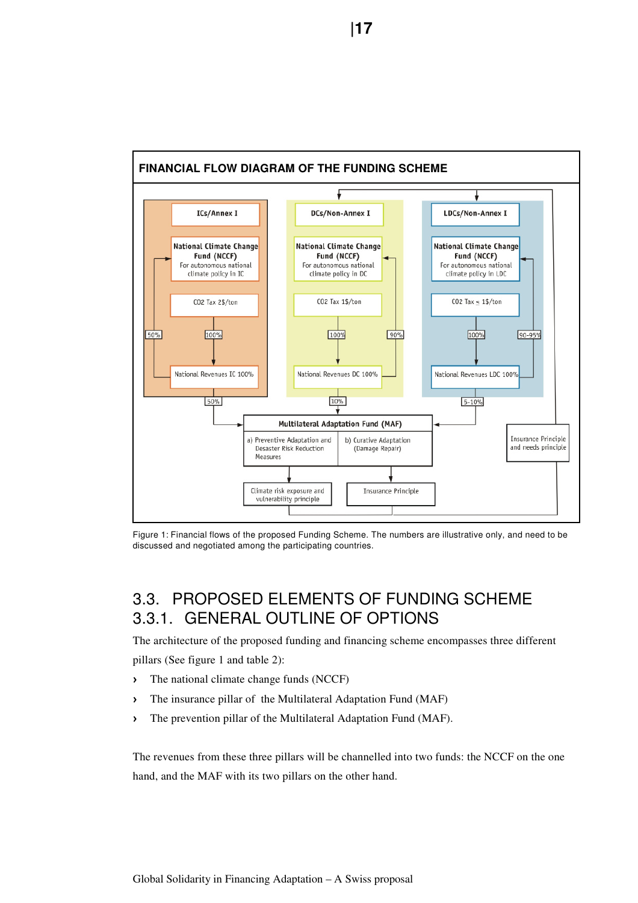**FINANCIAL FLOW DIAGRAM OF THE FUNDING SCHEME**

ICs/Annex I

National Climate Change Fund (NCCF)
For autonomous national climate policy in IC

$CO_2$ Tax 2$/ton

50% | 100%

National Revenues IC 100%

50%

DCs/Non-Annex I

National Climate Change Fund (NCCF)
For autonomous national climate policy in DC

$CO_2$ Tax 1$/ton

100% | 90%

National Revenues DC 100%

10%

LDCs/Non-Annex I

National Climate Change Fund (NCCF)
For autonomous national climate policy in LDC

$CO_2$ Tax ≤ 1$/ton

100% | 90-95%

National Revenues LDC 100%

5-10%

Multilateral Adaptation Fund (MAF)

a) Preventive Adaptation and Desaster Risk Reduction Measures

b) Curative Adaptation (Damage Repair)

Climate risk exposure and vulnerability principle

Insurance Principle

Insurance Principle and needs principle

Figure 1: Financial flows of the proposed Funding Scheme. The numbers are illustrative only, and need to be discussed and negotiated among the participating countries.

## 3.3. PROPOSED ELEMENTS OF FUNDING SCHEME

### 3.3.1. GENERAL OUTLINE OF OPTIONS

The architecture of the proposed funding and financing scheme encompasses three different pillars (See figure 1 and table 2):

- The national climate change funds (NCCF)
- The insurance pillar of the Multilateral Adaptation Fund (MAF)
- The prevention pillar of the Multilateral Adaptation Fund (MAF).

The revenues from these three pillars will be channelled into two funds: the NCCF on the one hand, and the MAF with its two pillars on the other hand.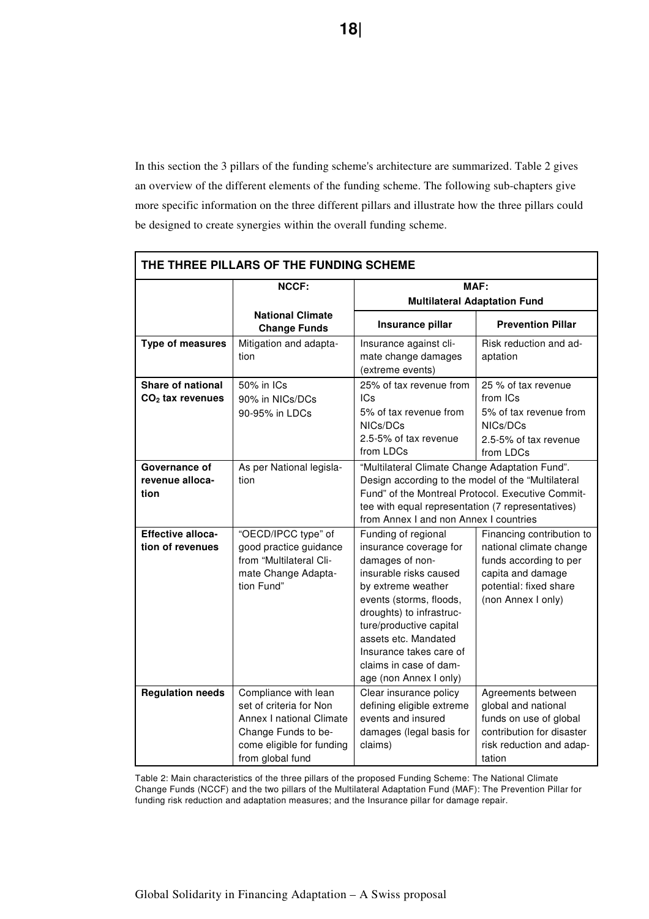In this section the 3 pillars of the funding scheme's architecture are summarized. Table 2 gives an overview of the different elements of the funding scheme. The following sub-chapters give more specific information on the three different pillars and illustrate how the three pillars could be designed to create synergies within the overall funding scheme.

| **THE THREE PILLARS OF THE FUNDING SCHEME** | | | |
|---|---|---|---|
| | **NCCF:** | **MAF: Multilateral Adaptation Fund** | |
| | **National Climate Change Funds** | **Insurance pillar** | **Prevention Pillar** |
| **Type of measures** | Mitigation and adaptation | Insurance against climate change damages (extreme events) | Risk reduction and adaptation |
| **Share of national $CO_2$ tax revenues** | 50% in ICs<br>90% in NICs/DCs<br>90-95% in LDCs | 25% of tax revenue from ICs<br>5% of tax revenue from NICs/DCs<br>2.5-5% of tax revenue from LDCs | 25 % of tax revenue from ICs<br>5% of tax revenue from NICs/DCs<br>2.5-5% of tax revenue from LDCs |
| **Governance of revenue allocation** | As per National legislation | "Multilateral Climate Change Adaptation Fund". Design according to the model of the "Multilateral Fund" of the Montreal Protocol. Executive Committee with equal representation (7 representatives) from Annex I and non Annex I countries | |
| **Effective allocation of revenues** | "OECD/IPCC type" of good practice guidance from "Multilateral Climate Change Adaptation Fund" | Funding of regional insurance coverage for damages of non-insurable risks caused by extreme weather events (storms, floods, droughts) to infrastructure/productive capital assets etc. Mandated Insurance takes care of claims in case of damage (non Annex I only) | Financing contribution to national climate change funds according to per capita and damage potential: fixed share (non Annex I only) |
| **Regulation needs** | Compliance with lean set of criteria for Non Annex I national Climate Change Funds to become eligible for funding from global fund | Clear insurance policy defining eligible extreme events and insured damages (legal basis for claims) | Agreements between global and national funds on use of global contribution for disaster risk reduction and adaptation |

Table 2: Main characteristics of the three pillars of the proposed Funding Scheme: The National Climate Change Funds (NCCF) and the two pillars of the Multilateral Adaptation Fund (MAF): The Prevention Pillar for funding risk reduction and adaptation measures; and the Insurance pillar for damage repair.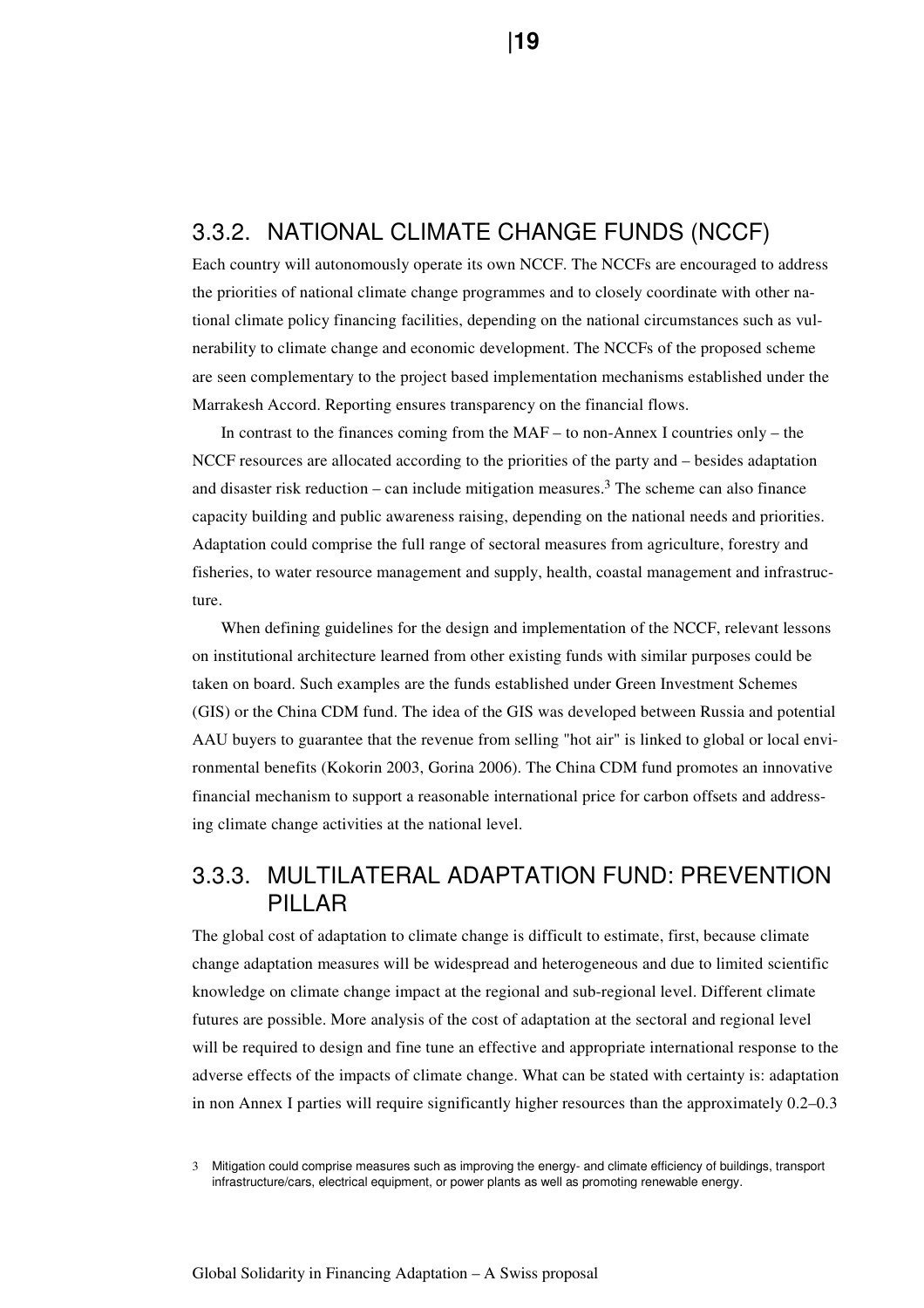### 3.3.2. NATIONAL CLIMATE CHANGE FUNDS (NCCF)

Each country will autonomously operate its own NCCF. The NCCFs are encouraged to address the priorities of national climate change programmes and to closely coordinate with other national climate policy financing facilities, depending on the national circumstances such as vulnerability to climate change and economic development. The NCCFs of the proposed scheme are seen complementary to the project based implementation mechanisms established under the Marrakesh Accord. Reporting ensures transparency on the financial flows.

In contrast to the finances coming from the MAF – to non-Annex I countries only – the NCCF resources are allocated according to the priorities of the party and – besides adaptation and disaster risk reduction – can include mitigation measures.[3] The scheme can also finance capacity building and public awareness raising, depending on the national needs and priorities. Adaptation could comprise the full range of sectoral measures from agriculture, forestry and fisheries, to water resource management and supply, health, coastal management and infrastructure.

When defining guidelines for the design and implementation of the NCCF, relevant lessons on institutional architecture learned from other existing funds with similar purposes could be taken on board. Such examples are the funds established under Green Investment Schemes (GIS) or the China CDM fund. The idea of the GIS was developed between Russia and potential AAU buyers to guarantee that the revenue from selling "hot air" is linked to global or local environmental benefits (Kokorin 2003, Gorina 2006). The China CDM fund promotes an innovative financial mechanism to support a reasonable international price for carbon offsets and addressing climate change activities at the national level.

### 3.3.3. MULTILATERAL ADAPTATION FUND: PREVENTION PILLAR

The global cost of adaptation to climate change is difficult to estimate, first, because climate change adaptation measures will be widespread and heterogeneous and due to limited scientific knowledge on climate change impact at the regional and sub-regional level. Different climate futures are possible. More analysis of the cost of adaptation at the sectoral and regional level will be required to design and fine tune an effective and appropriate international response to the adverse effects of the impacts of climate change. What can be stated with certainty is: adaptation in non Annex I parties will require significantly higher resources than the approximately 0.2–0.3

[3] Mitigation could comprise measures such as improving the energy- and climate efficiency of buildings, transport infrastructure/cars, electrical equipment, or power plants as well as promoting renewable energy.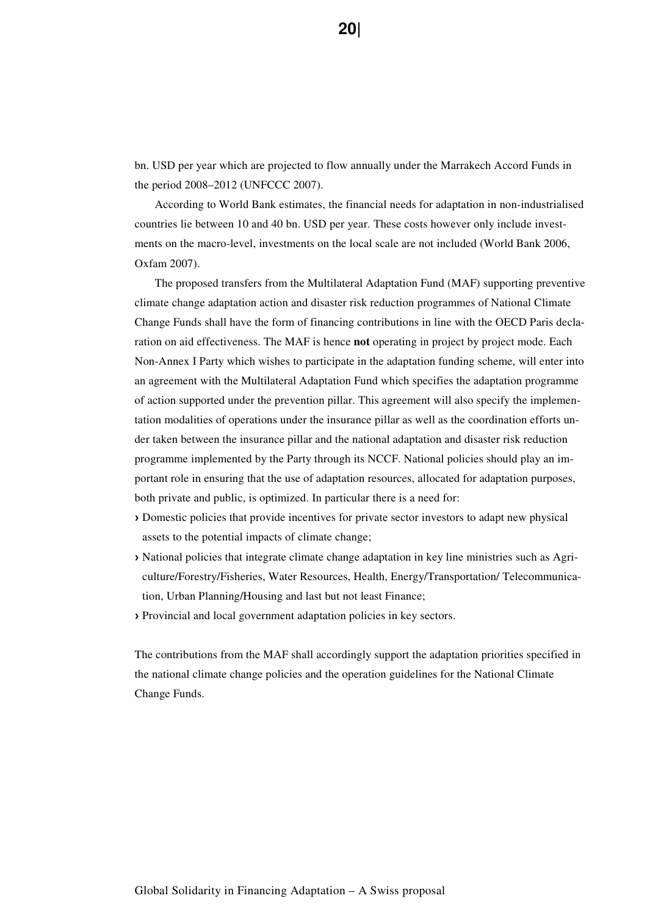bn. USD per year which are projected to flow annually under the Marrakech Accord Funds in the period 2008–2012 (UNFCCC 2007).

According to World Bank estimates, the financial needs for adaptation in non-industrialised countries lie between 10 and 40 bn. USD per year. These costs however only include investments on the macro-level, investments on the local scale are not included (World Bank 2006, Oxfam 2007).

The proposed transfers from the Multilateral Adaptation Fund (MAF) supporting preventive climate change adaptation action and disaster risk reduction programmes of National Climate Change Funds shall have the form of financing contributions in line with the OECD Paris declaration on aid effectiveness. The MAF is hence **not** operating in project by project mode. Each Non-Annex I Party which wishes to participate in the adaptation funding scheme, will enter into an agreement with the Multilateral Adaptation Fund which specifies the adaptation programme of action supported under the prevention pillar. This agreement will also specify the implementation modalities of operations under the insurance pillar as well as the coordination efforts under taken between the insurance pillar and the national adaptation and disaster risk reduction programme implemented by the Party through its NCCF. National policies should play an important role in ensuring that the use of adaptation resources, allocated for adaptation purposes, both private and public, is optimized. In particular there is a need for:

- Domestic policies that provide incentives for private sector investors to adapt new physical assets to the potential impacts of climate change;
- National policies that integrate climate change adaptation in key line ministries such as Agriculture/Forestry/Fisheries, Water Resources, Health, Energy/Transportation/ Telecommunication, Urban Planning/Housing and last but not least Finance;
- Provincial and local government adaptation policies in key sectors.

The contributions from the MAF shall accordingly support the adaptation priorities specified in the national climate change policies and the operation guidelines for the National Climate Change Funds.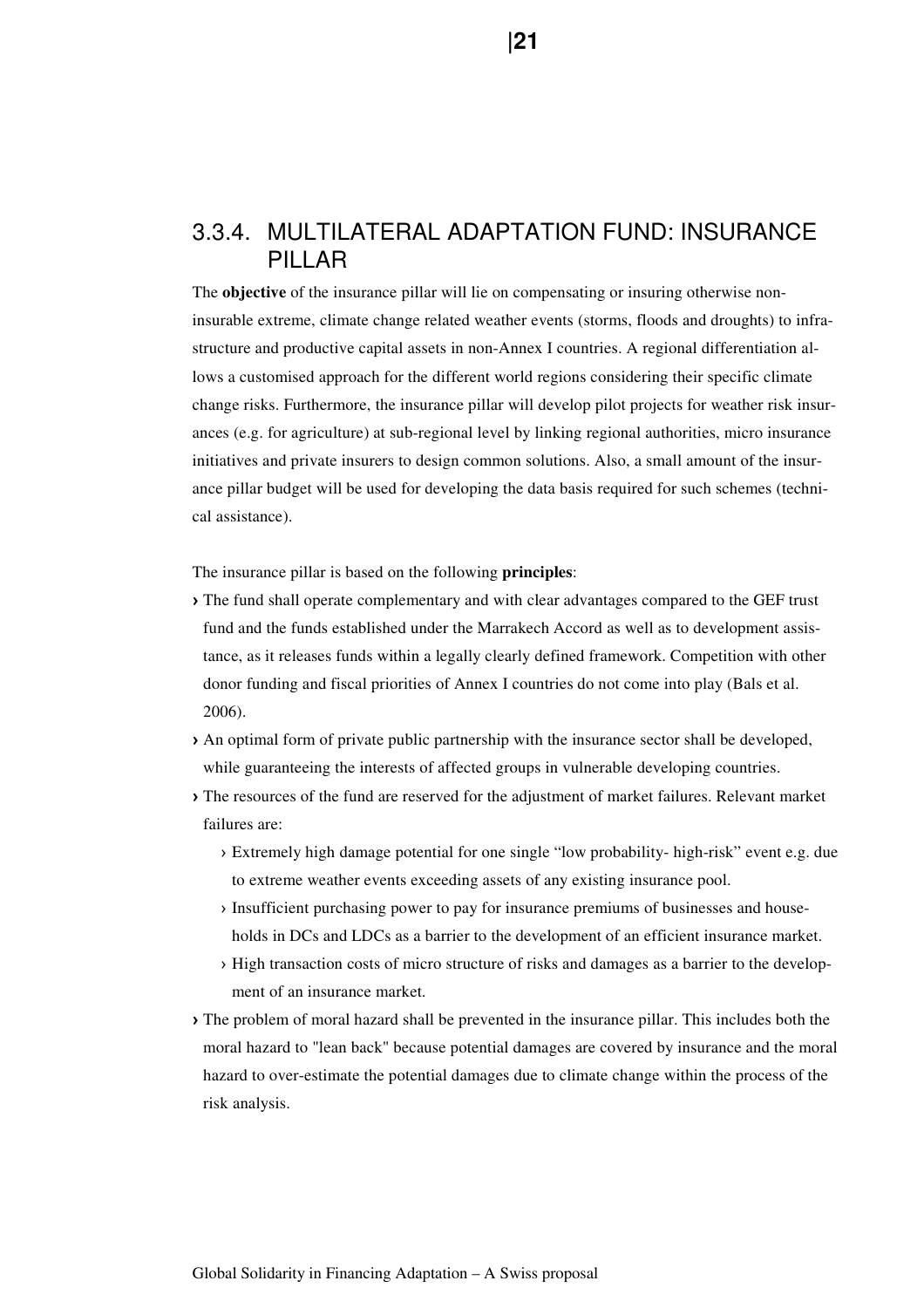### 3.3.4. MULTILATERAL ADAPTATION FUND: INSURANCE PILLAR

The **objective** of the insurance pillar will lie on compensating or insuring otherwise non-insurable extreme, climate change related weather events (storms, floods and droughts) to infrastructure and productive capital assets in non-Annex I countries. A regional differentiation allows a customised approach for the different world regions considering their specific climate change risks. Furthermore, the insurance pillar will develop pilot projects for weather risk insurances (e.g. for agriculture) at sub-regional level by linking regional authorities, micro insurance initiatives and private insurers to design common solutions. Also, a small amount of the insurance pillar budget will be used for developing the data basis required for such schemes (technical assistance).

The insurance pillar is based on the following **principles**:

- The fund shall operate complementary and with clear advantages compared to the GEF trust fund and the funds established under the Marrakech Accord as well as to development assistance, as it releases funds within a legally clearly defined framework. Competition with other donor funding and fiscal priorities of Annex I countries do not come into play (Bals et al. 2006).
- An optimal form of private public partnership with the insurance sector shall be developed, while guaranteeing the interests of affected groups in vulnerable developing countries.
- The resources of the fund are reserved for the adjustment of market failures. Relevant market failures are:
  - Extremely high damage potential for one single "low probability- high-risk" event e.g. due to extreme weather events exceeding assets of any existing insurance pool.
  - Insufficient purchasing power to pay for insurance premiums of businesses and households in DCs and LDCs as a barrier to the development of an efficient insurance market.
  - High transaction costs of micro structure of risks and damages as a barrier to the development of an insurance market.
- The problem of moral hazard shall be prevented in the insurance pillar. This includes both the moral hazard to "lean back" because potential damages are covered by insurance and the moral hazard to over-estimate the potential damages due to climate change within the process of the risk analysis.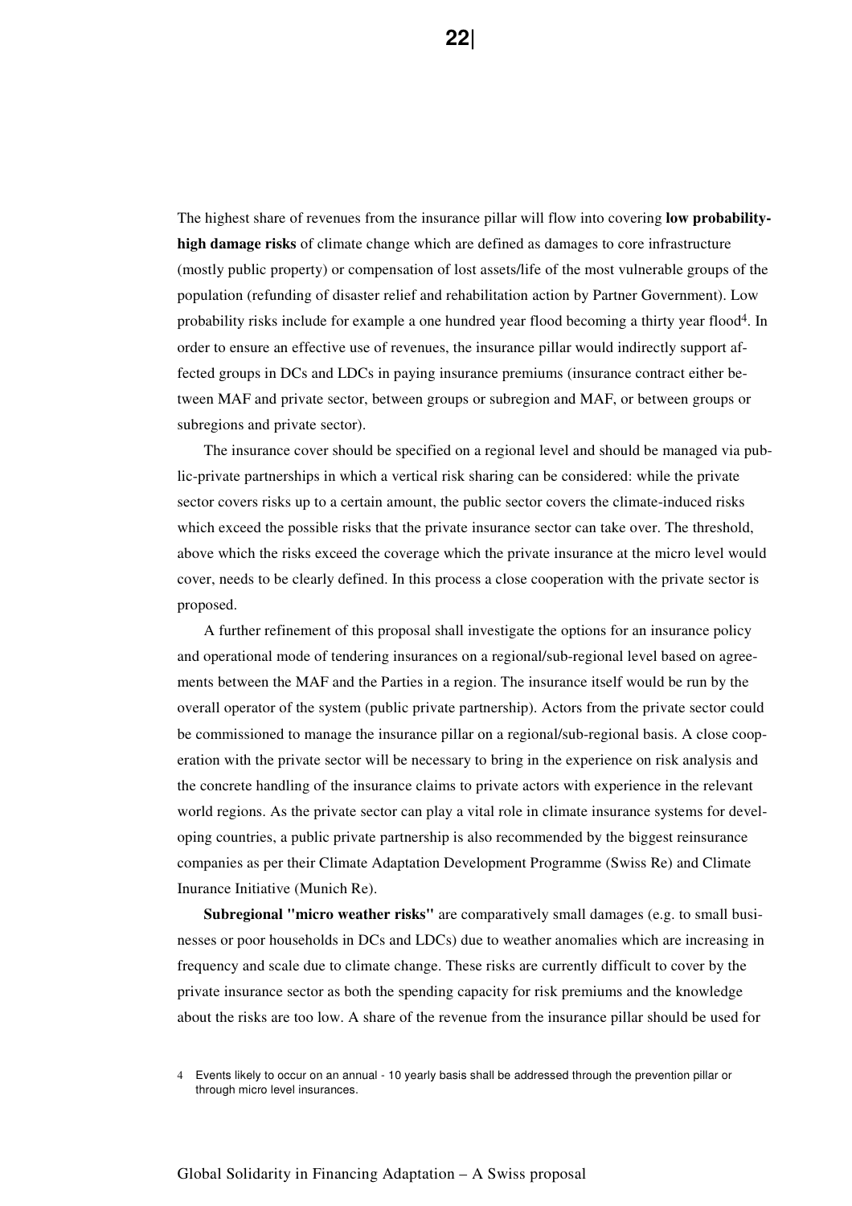The highest share of revenues from the insurance pillar will flow into covering **low probability-high damage risks** of climate change which are defined as damages to core infrastructure (mostly public property) or compensation of lost assets/life of the most vulnerable groups of the population (refunding of disaster relief and rehabilitation action by Partner Government). Low probability risks include for example a one hundred year flood becoming a thirty year flood[4]. In order to ensure an effective use of revenues, the insurance pillar would indirectly support affected groups in DCs and LDCs in paying insurance premiums (insurance contract either between MAF and private sector, between groups or subregion and MAF, or between groups or subregions and private sector).

The insurance cover should be specified on a regional level and should be managed via public-private partnerships in which a vertical risk sharing can be considered: while the private sector covers risks up to a certain amount, the public sector covers the climate-induced risks which exceed the possible risks that the private insurance sector can take over. The threshold, above which the risks exceed the coverage which the private insurance at the micro level would cover, needs to be clearly defined. In this process a close cooperation with the private sector is proposed.

A further refinement of this proposal shall investigate the options for an insurance policy and operational mode of tendering insurances on a regional/sub-regional level based on agreements between the MAF and the Parties in a region. The insurance itself would be run by the overall operator of the system (public private partnership). Actors from the private sector could be commissioned to manage the insurance pillar on a regional/sub-regional basis. A close cooperation with the private sector will be necessary to bring in the experience on risk analysis and the concrete handling of the insurance claims to private actors with experience in the relevant world regions. As the private sector can play a vital role in climate insurance systems for developing countries, a public private partnership is also recommended by the biggest reinsurance companies as per their Climate Adaptation Development Programme (Swiss Re) and Climate Inurance Initiative (Munich Re).

**Subregional "micro weather risks"** are comparatively small damages (e.g. to small businesses or poor households in DCs and LDCs) due to weather anomalies which are increasing in frequency and scale due to climate change. These risks are currently difficult to cover by the private insurance sector as both the spending capacity for risk premiums and the knowledge about the risks are too low. A share of the revenue from the insurance pillar should be used for

[4] Events likely to occur on an annual - 10 yearly basis shall be addressed through the prevention pillar or through micro level insurances.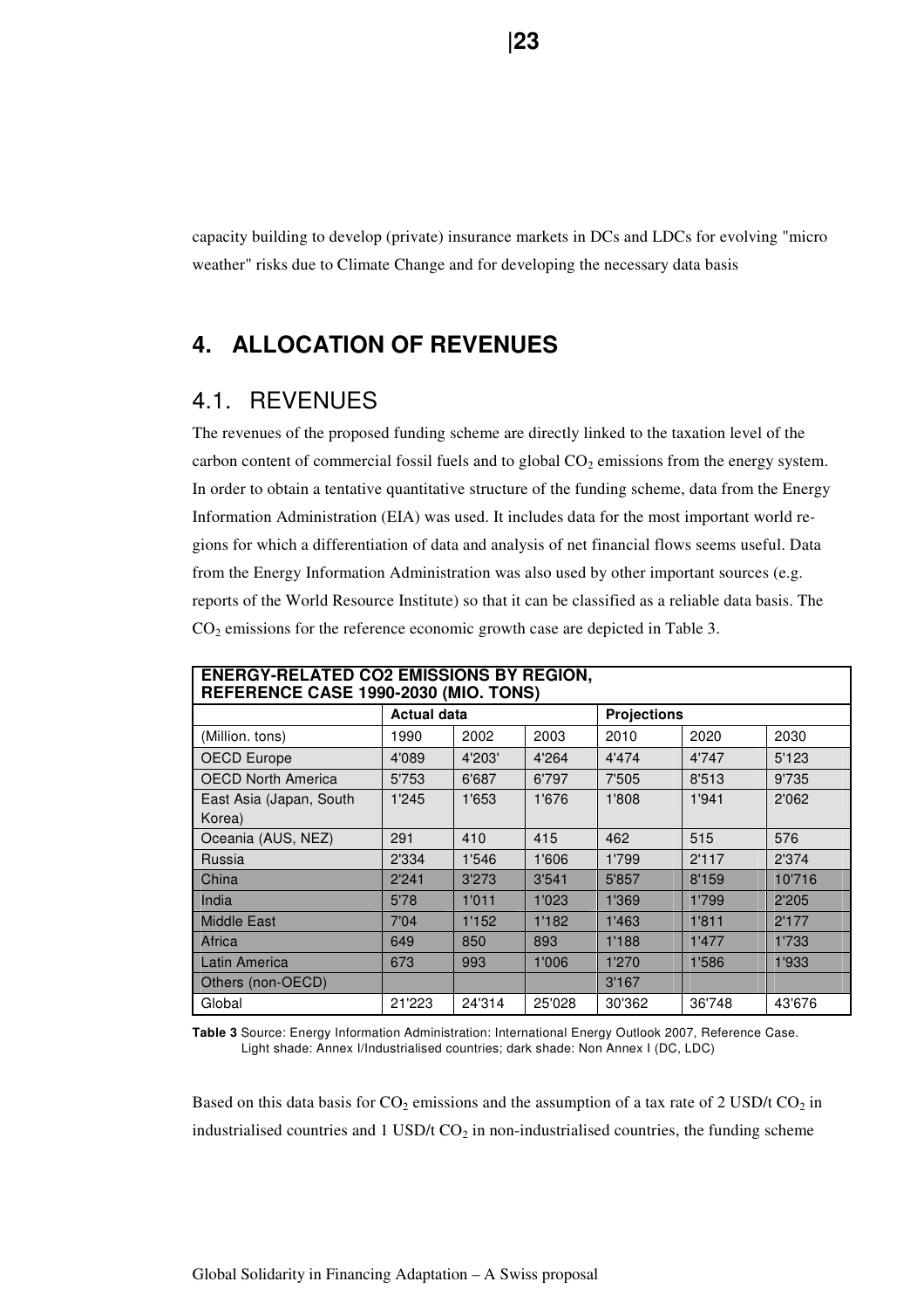capacity building to develop (private) insurance markets in DCs and LDCs for evolving "micro weather" risks due to Climate Change and for developing the necessary data basis

# 4. ALLOCATION OF REVENUES

## 4.1. REVENUES

The revenues of the proposed funding scheme are directly linked to the taxation level of the carbon content of commercial fossil fuels and to global $CO_2$ emissions from the energy system. In order to obtain a tentative quantitative structure of the funding scheme, data from the Energy Information Administration (EIA) was used. It includes data for the most important world regions for which a differentiation of data and analysis of net financial flows seems useful. Data from the Energy Information Administration was also used by other important sources (e.g. reports of the World Resource Institute) so that it can be classified as a reliable data basis. The $CO_2$ emissions for the reference economic growth case are depicted in Table 3.

| ENERGY-RELATED CO2 EMISSIONS BY REGION, REFERENCE CASE 1990-2030 (MIO. TONS) | | | | | | |
|---|---|---|---|---|---|---|
| | **Actual data** | | | **Projections** | | |
| (Million. tons) | 1990 | 2002 | 2003 | 2010 | 2020 | 2030 |
| OECD Europe | 4'089 | 4'203' | 4'264 | 4'474 | 4'747 | 5'123 |
| OECD North America | 5'753 | 6'687 | 6'797 | 7'505 | 8'513 | 9'735 |
| East Asia (Japan, South Korea) | 1'245 | 1'653 | 1'676 | 1'808 | 1'941 | 2'062 |
| Oceania (AUS, NEZ) | 291 | 410 | 415 | 462 | 515 | 576 |
| Russia | 2'334 | 1'546 | 1'606 | 1'799 | 2'117 | 2'374 |
| China | 2'241 | 3'273 | 3'541 | 5'857 | 8'159 | 10'716 |
| India | 5'78 | 1'011 | 1'023 | 1'369 | 1'799 | 2'205 |
| Middle East | 7'04 | 1'152 | 1'182 | 1'463 | 1'811 | 2'177 |
| Africa | 649 | 850 | 893 | 1'188 | 1'477 | 1'733 |
| Latin America | 673 | 993 | 1'006 | 1'270 | 1'586 | 1'933 |
| Others (non-OECD) | | | | 3'167 | | |
| Global | 21'223 | 24'314 | 25'028 | 30'362 | 36'748 | 43'676 |

**Table 3** Source: Energy Information Administration: International Energy Outlook 2007, Reference Case. Light shade: Annex I/Industrialised countries; dark shade: Non Annex I (DC, LDC)

Based on this data basis for $CO_2$ emissions and the assumption of a tax rate of 2 USD/t $CO_2$ in industrialised countries and 1 USD/t $CO_2$ in non-industrialised countries, the funding scheme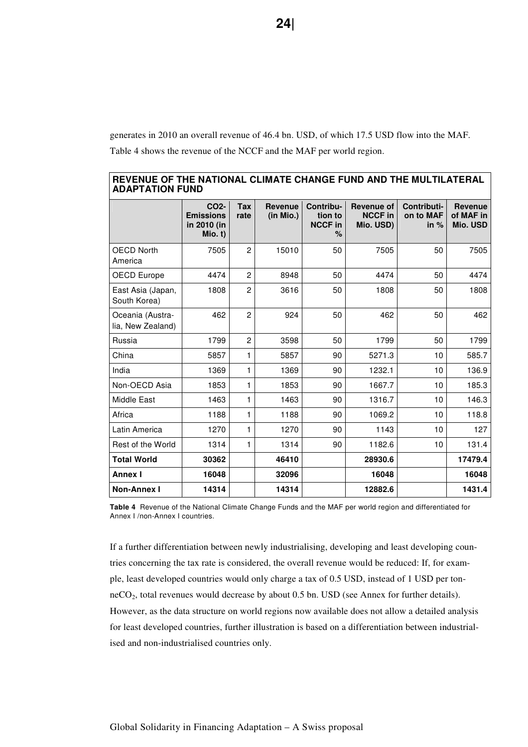generates in 2010 an overall revenue of 46.4 bn. USD, of which 17.5 USD flow into the MAF. Table 4 shows the revenue of the NCCF and the MAF per world region.

| REVENUE OF THE NATIONAL CLIMATE CHANGE FUND AND THE MULTILATERAL ADAPTATION FUND | | | | | | | |
|---|---|---|---|---|---|---|---|
| | CO2-Emissions in 2010 (in Mio. t) | Tax rate | Revenue (in Mio.) | Contribution to NCCF in % | Revenue of NCCF in Mio. USD) | Contribution to MAF in % | Revenue of MAF in Mio. USD |
| OECD North America | 7505 | 2 | 15010 | 50 | 7505 | 50 | 7505 |
| OECD Europe | 4474 | 2 | 8948 | 50 | 4474 | 50 | 4474 |
| East Asia (Japan, South Korea) | 1808 | 2 | 3616 | 50 | 1808 | 50 | 1808 |
| Oceania (Australia, New Zealand) | 462 | 2 | 924 | 50 | 462 | 50 | 462 |
| Russia | 1799 | 2 | 3598 | 50 | 1799 | 50 | 1799 |
| China | 5857 | 1 | 5857 | 90 | 5271.3 | 10 | 585.7 |
| India | 1369 | 1 | 1369 | 90 | 1232.1 | 10 | 136.9 |
| Non-OECD Asia | 1853 | 1 | 1853 | 90 | 1667.7 | 10 | 185.3 |
| Middle East | 1463 | 1 | 1463 | 90 | 1316.7 | 10 | 146.3 |
| Africa | 1188 | 1 | 1188 | 90 | 1069.2 | 10 | 118.8 |
| Latin America | 1270 | 1 | 1270 | 90 | 1143 | 10 | 127 |
| Rest of the World | 1314 | 1 | 1314 | 90 | 1182.6 | 10 | 131.4 |
| **Total World** | **30362** | | **46410** | | **28930.6** | | **17479.4** |
| **Annex I** | **16048** | | **32096** | | **16048** | | **16048** |
| **Non-Annex I** | **14314** | | **14314** | | **12882.6** | | **1431.4** |

**Table 4** Revenue of the National Climate Change Funds and the MAF per world region and differentiated for Annex I /non-Annex I countries.

If a further differentiation between newly industrialising, developing and least developing countries concerning the tax rate is considered, the overall revenue would be reduced: If, for example, least developed countries would only charge a tax of 0.5 USD, instead of 1 USD per tonne$CO_2$, total revenues would decrease by about 0.5 bn. USD (see Annex for further details). However, as the data structure on world regions now available does not allow a detailed analysis for least developed countries, further illustration is based on a differentiation between industrialised and non-industrialised countries only.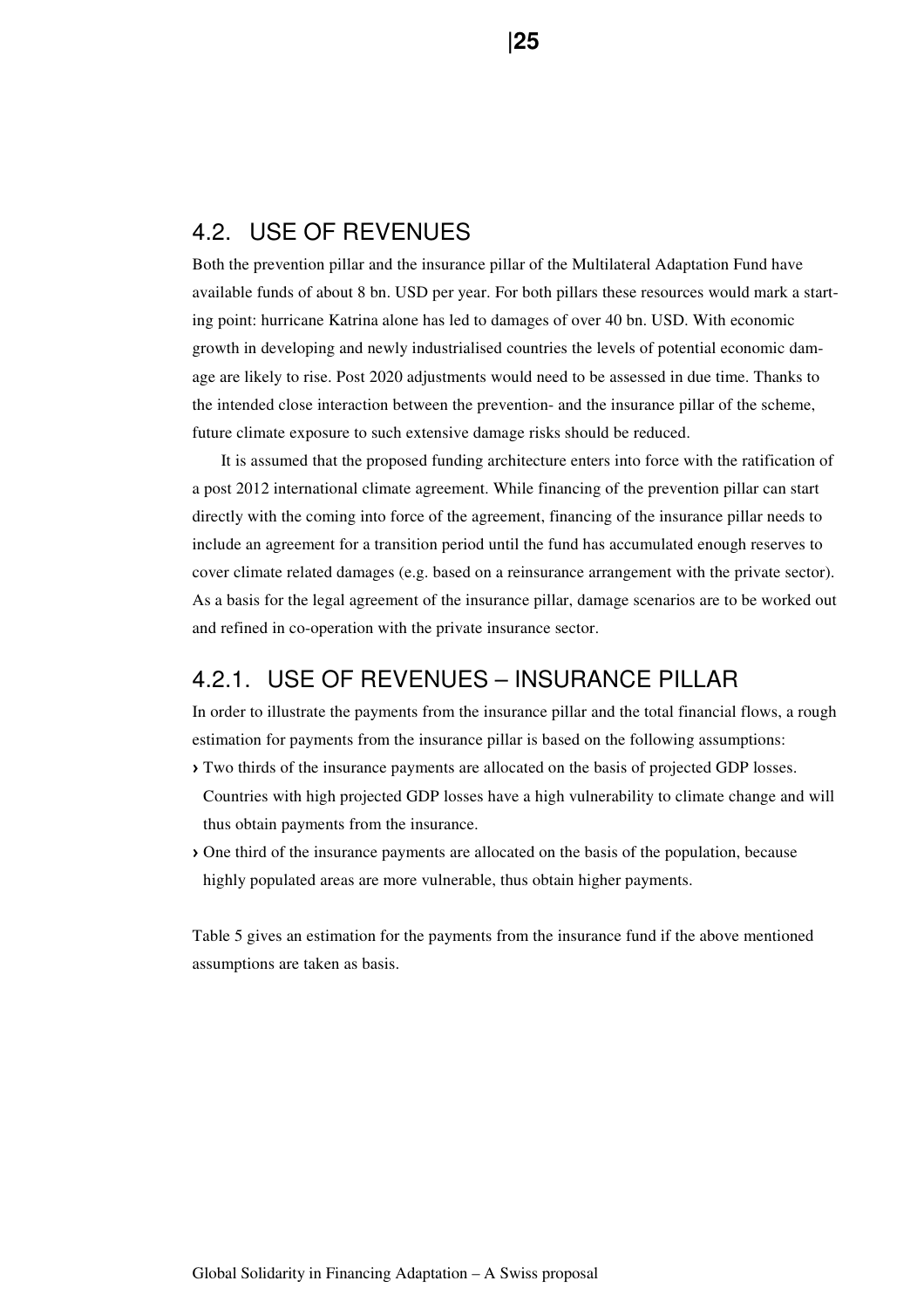## 4.2. USE OF REVENUES

Both the prevention pillar and the insurance pillar of the Multilateral Adaptation Fund have available funds of about 8 bn. USD per year. For both pillars these resources would mark a starting point: hurricane Katrina alone has led to damages of over 40 bn. USD. With economic growth in developing and newly industrialised countries the levels of potential economic damage are likely to rise. Post 2020 adjustments would need to be assessed in due time. Thanks to the intended close interaction between the prevention- and the insurance pillar of the scheme, future climate exposure to such extensive damage risks should be reduced.

It is assumed that the proposed funding architecture enters into force with the ratification of a post 2012 international climate agreement. While financing of the prevention pillar can start directly with the coming into force of the agreement, financing of the insurance pillar needs to include an agreement for a transition period until the fund has accumulated enough reserves to cover climate related damages (e.g. based on a reinsurance arrangement with the private sector). As a basis for the legal agreement of the insurance pillar, damage scenarios are to be worked out and refined in co-operation with the private insurance sector.

### 4.2.1. USE OF REVENUES – INSURANCE PILLAR

In order to illustrate the payments from the insurance pillar and the total financial flows, a rough estimation for payments from the insurance pillar is based on the following assumptions:

- Two thirds of the insurance payments are allocated on the basis of projected GDP losses. Countries with high projected GDP losses have a high vulnerability to climate change and will thus obtain payments from the insurance.
- One third of the insurance payments are allocated on the basis of the population, because highly populated areas are more vulnerable, thus obtain higher payments.

Table 5 gives an estimation for the payments from the insurance fund if the above mentioned assumptions are taken as basis.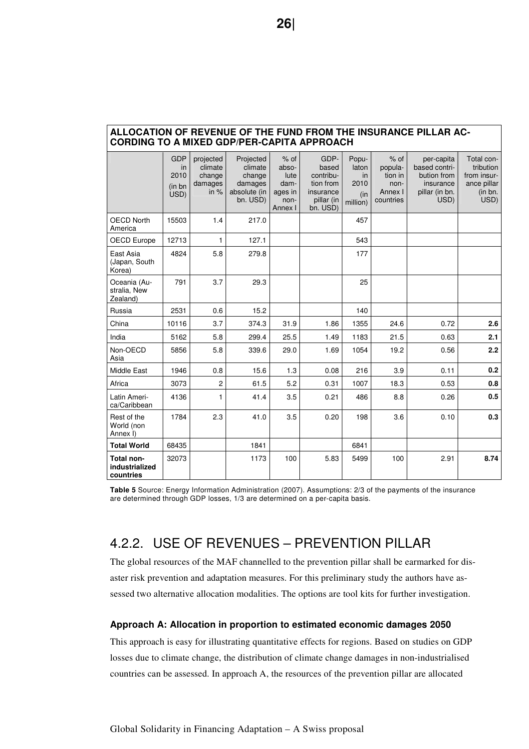**ALLOCATION OF REVENUE OF THE FUND FROM THE INSURANCE PILLAR ACCORDING TO A MIXED GDP/PER-CAPITA APPROACH**

| | GDP in 2010 (in bn USD) | projected climate change damages in % | Projected climate change damages absolute (in bn. USD) | % of absolute damages in non-Annex I | GDP-based contribution from insurance pillar (in bn. USD) | Population in 2010 (in million) | % of population in non-Annex I countries | per-capita based contribution from insurance pillar (in bn. USD) | Total contribution from insurance pillar (in bn. USD) |
|---|---|---|---|---|---|---|---|---|---|
| OECD North America | 15503 | 1.4 | 217.0 | | | 457 | | | |
| OECD Europe | 12713 | 1 | 127.1 | | | 543 | | | |
| East Asia (Japan, South Korea) | 4824 | 5.8 | 279.8 | | | 177 | | | |
| Oceania (Australia, New Zealand) | 791 | 3.7 | 29.3 | | | 25 | | | |
| Russia | 2531 | 0.6 | 15.2 | | | 140 | | | |
| China | 10116 | 3.7 | 374.3 | 31.9 | 1.86 | 1355 | 24.6 | 0.72 | **2.6** |
| India | 5162 | 5.8 | 299.4 | 25.5 | 1.49 | 1183 | 21.5 | 0.63 | **2.1** |
| Non-OECD Asia | 5856 | 5.8 | 339.6 | 29.0 | 1.69 | 1054 | 19.2 | 0.56 | **2.2** |
| Middle East | 1946 | 0.8 | 15.6 | 1.3 | 0.08 | 216 | 3.9 | 0.11 | **0.2** |
| Africa | 3073 | 2 | 61.5 | 5.2 | 0.31 | 1007 | 18.3 | 0.53 | **0.8** |
| Latin America/Caribbean | 4136 | 1 | 41.4 | 3.5 | 0.21 | 486 | 8.8 | 0.26 | **0.5** |
| Rest of the World (non Annex I) | 1784 | 2.3 | 41.0 | 3.5 | 0.20 | 198 | 3.6 | 0.10 | **0.3** |
| **Total World** | 68435 | | 1841 | | | 6841 | | | |
| **Total non-industrialized countries** | 32073 | | 1173 | 100 | 5.83 | 5499 | 100 | 2.91 | **8.74** |

**Table 5** Source: Energy Information Administration (2007). Assumptions: 2/3 of the payments of the insurance are determined through GDP losses, 1/3 are determined on a per-capita basis.

## 4.2.2. USE OF REVENUES – PREVENTION PILLAR

The global resources of the MAF channelled to the prevention pillar shall be earmarked for disaster risk prevention and adaptation measures. For this preliminary study the authors have assessed two alternative allocation modalities. The options are tool kits for further investigation.

#### Approach A: Allocation in proportion to estimated economic damages 2050

This approach is easy for illustrating quantitative effects for regions. Based on studies on GDP losses due to climate change, the distribution of climate change damages in non-industrialised countries can be assessed. In approach A, the resources of the prevention pillar are allocated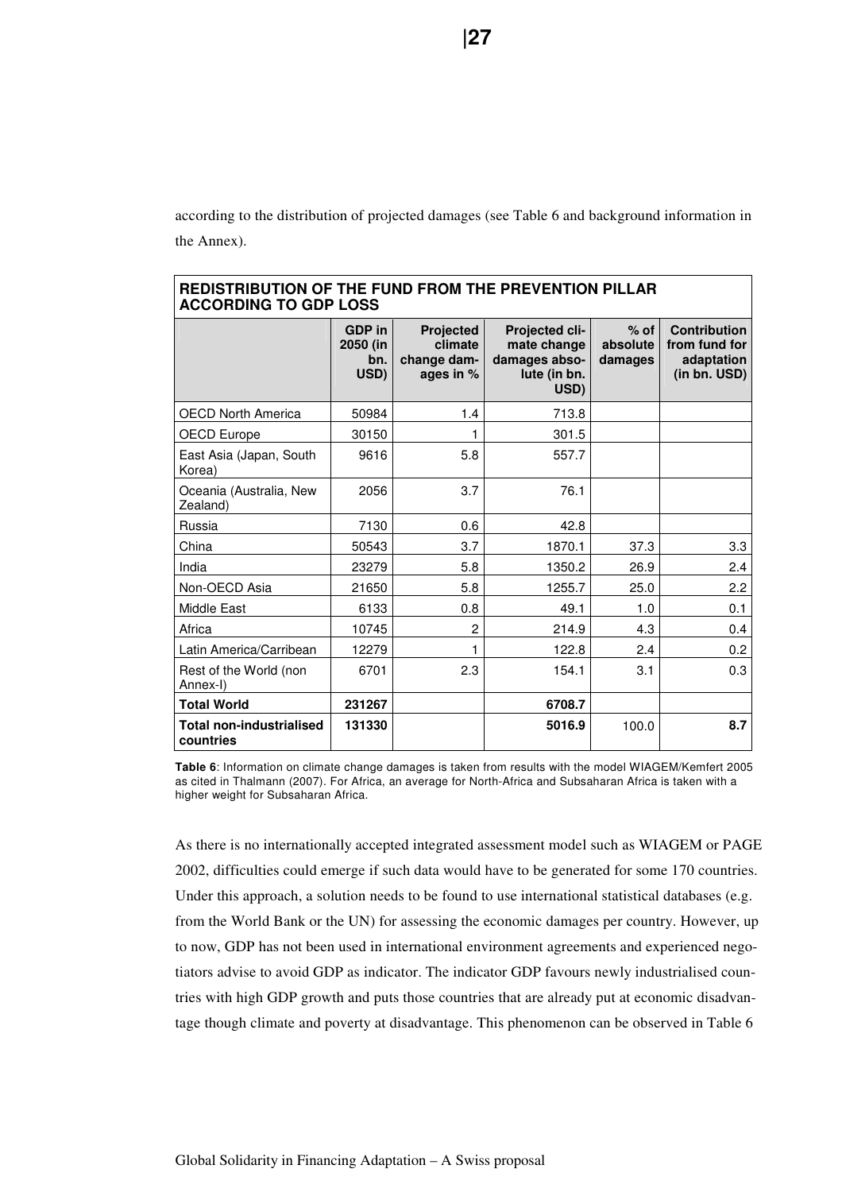according to the distribution of projected damages (see Table 6 and background information in the Annex).

| REDISTRIBUTION OF THE FUND FROM THE PREVENTION PILLAR ACCORDING TO GDP LOSS | | | | | |
|---|---|---|---|---|---|
| | **GDP in 2050 (in bn. USD)** | **Projected climate change damages in %** | **Projected climate change damages absolute (in bn. USD)** | **% of absolute damages** | **Contribution from fund for adaptation (in bn. USD)** |
| OECD North America | 50984 | 1.4 | 713.8 | | |
| OECD Europe | 30150 | 1 | 301.5 | | |
| East Asia (Japan, South Korea) | 9616 | 5.8 | 557.7 | | |
| Oceania (Australia, New Zealand) | 2056 | 3.7 | 76.1 | | |
| Russia | 7130 | 0.6 | 42.8 | | |
| China | 50543 | 3.7 | 1870.1 | 37.3 | 3.3 |
| India | 23279 | 5.8 | 1350.2 | 26.9 | 2.4 |
| Non-OECD Asia | 21650 | 5.8 | 1255.7 | 25.0 | 2.2 |
| Middle East | 6133 | 0.8 | 49.1 | 1.0 | 0.1 |
| Africa | 10745 | 2 | 214.9 | 4.3 | 0.4 |
| Latin America/Carribean | 12279 | 1 | 122.8 | 2.4 | 0.2 |
| Rest of the World (non Annex-I) | 6701 | 2.3 | 154.1 | 3.1 | 0.3 |
| **Total World** | **231267** | | **6708.7** | | |
| **Total non-industrialised countries** | **131330** | | **5016.9** | 100.0 | **8.7** |

**Table 6**: Information on climate change damages is taken from results with the model WIAGEM/Kemfert 2005 as cited in Thalmann (2007). For Africa, an average for North-Africa and Subsaharan Africa is taken with a higher weight for Subsaharan Africa.

As there is no internationally accepted integrated assessment model such as WIAGEM or PAGE 2002, difficulties could emerge if such data would have to be generated for some 170 countries. Under this approach, a solution needs to be found to use international statistical databases (e.g. from the World Bank or the UN) for assessing the economic damages per country. However, up to now, GDP has not been used in international environment agreements and experienced negotiators advise to avoid GDP as indicator. The indicator GDP favours newly industrialised countries with high GDP growth and puts those countries that are already put at economic disadvantage though climate and poverty at disadvantage. This phenomenon can be observed in Table 6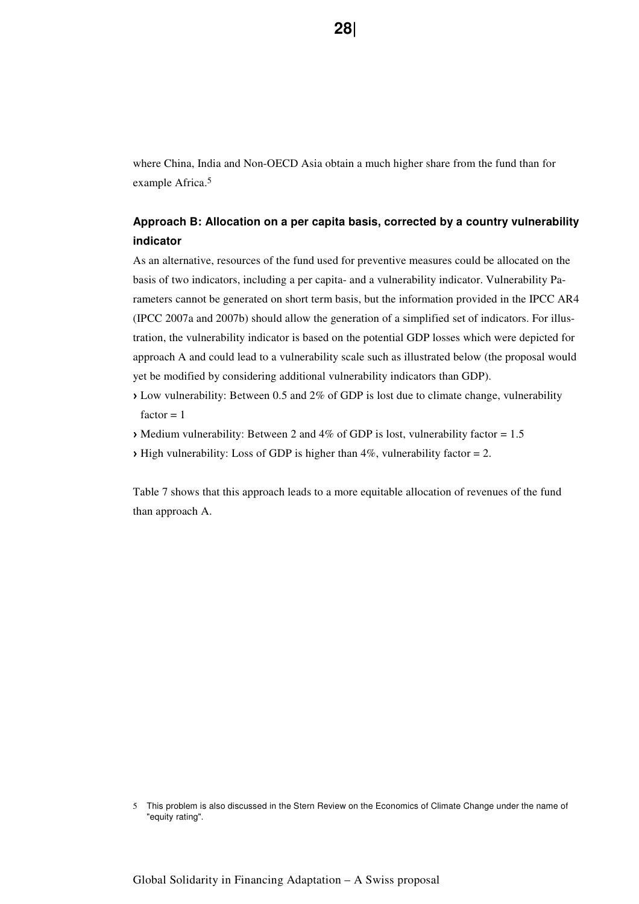where China, India and Non-OECD Asia obtain a much higher share from the fund than for example Africa.[5]

### Approach B: Allocation on a per capita basis, corrected by a country vulnerability indicator

As an alternative, resources of the fund used for preventive measures could be allocated on the basis of two indicators, including a per capita- and a vulnerability indicator. Vulnerability Parameters cannot be generated on short term basis, but the information provided in the IPCC AR4 (IPCC 2007a and 2007b) should allow the generation of a simplified set of indicators. For illustration, the vulnerability indicator is based on the potential GDP losses which were depicted for approach A and could lead to a vulnerability scale such as illustrated below (the proposal would yet be modified by considering additional vulnerability indicators than GDP).

- Low vulnerability: Between 0.5 and 2% of GDP is lost due to climate change, vulnerability factor = 1
- Medium vulnerability: Between 2 and 4% of GDP is lost, vulnerability factor = 1.5
- High vulnerability: Loss of GDP is higher than 4%, vulnerability factor = 2.

Table 7 shows that this approach leads to a more equitable allocation of revenues of the fund than approach A.

[5] This problem is also discussed in the Stern Review on the Economics of Climate Change under the name of "equity rating".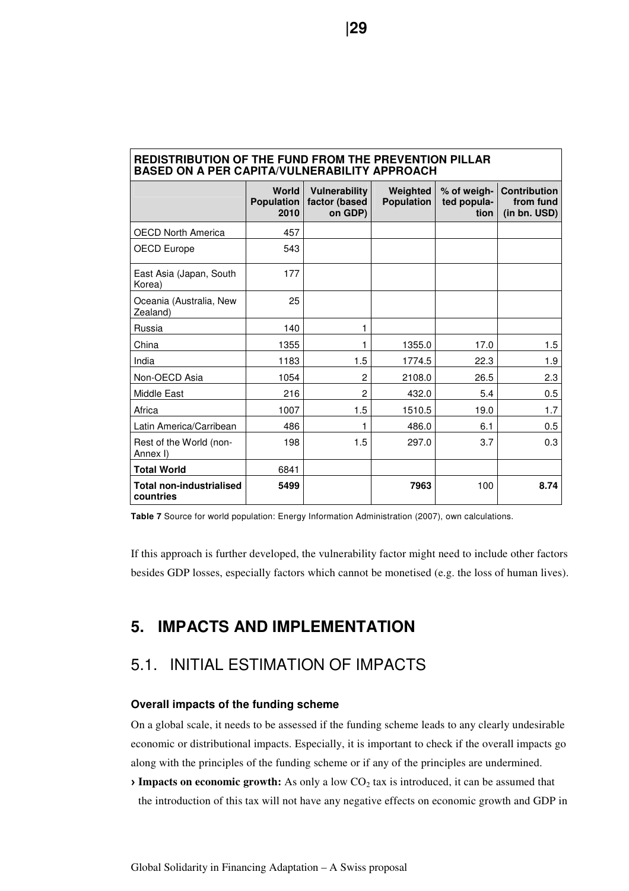| REDISTRIBUTION OF THE FUND FROM THE PREVENTION PILLAR BASED ON A PER CAPITA/VULNERABILITY APPROACH | | | | | |
|---|---|---|---|---|---|
| | World Population 2010 | Vulnerability factor (based on GDP) | Weighted Population | % of weighted population | Contribution from fund (in bn. USD) |
| OECD North America | 457 | | | | |
| OECD Europe | 543 | | | | |
| East Asia (Japan, South Korea) | 177 | | | | |
| Oceania (Australia, New Zealand) | 25 | | | | |
| Russia | 140 | 1 | | | |
| China | 1355 | 1 | 1355.0 | 17.0 | 1.5 |
| India | 1183 | 1.5 | 1774.5 | 22.3 | 1.9 |
| Non-OECD Asia | 1054 | 2 | 2108.0 | 26.5 | 2.3 |
| Middle East | 216 | 2 | 432.0 | 5.4 | 0.5 |
| Africa | 1007 | 1.5 | 1510.5 | 19.0 | 1.7 |
| Latin America/Carribean | 486 | 1 | 486.0 | 6.1 | 0.5 |
| Rest of the World (non-Annex I) | 198 | 1.5 | 297.0 | 3.7 | 0.3 |
| **Total World** | 6841 | | | | |
| **Total non-industrialised countries** | **5499** | | **7963** | 100 | **8.74** |

**Table 7** Source for world population: Energy Information Administration (2007), own calculations.

If this approach is further developed, the vulnerability factor might need to include other factors besides GDP losses, especially factors which cannot be monetised (e.g. the loss of human lives).

# 5. IMPACTS AND IMPLEMENTATION

## 5.1. INITIAL ESTIMATION OF IMPACTS

### Overall impacts of the funding scheme

On a global scale, it needs to be assessed if the funding scheme leads to any clearly undesirable economic or distributional impacts. Especially, it is important to check if the overall impacts go along with the principles of the funding scheme or if any of the principles are undermined.

› **Impacts on economic growth:** As only a low $CO_2$ tax is introduced, it can be assumed that the introduction of this tax will not have any negative effects on economic growth and GDP in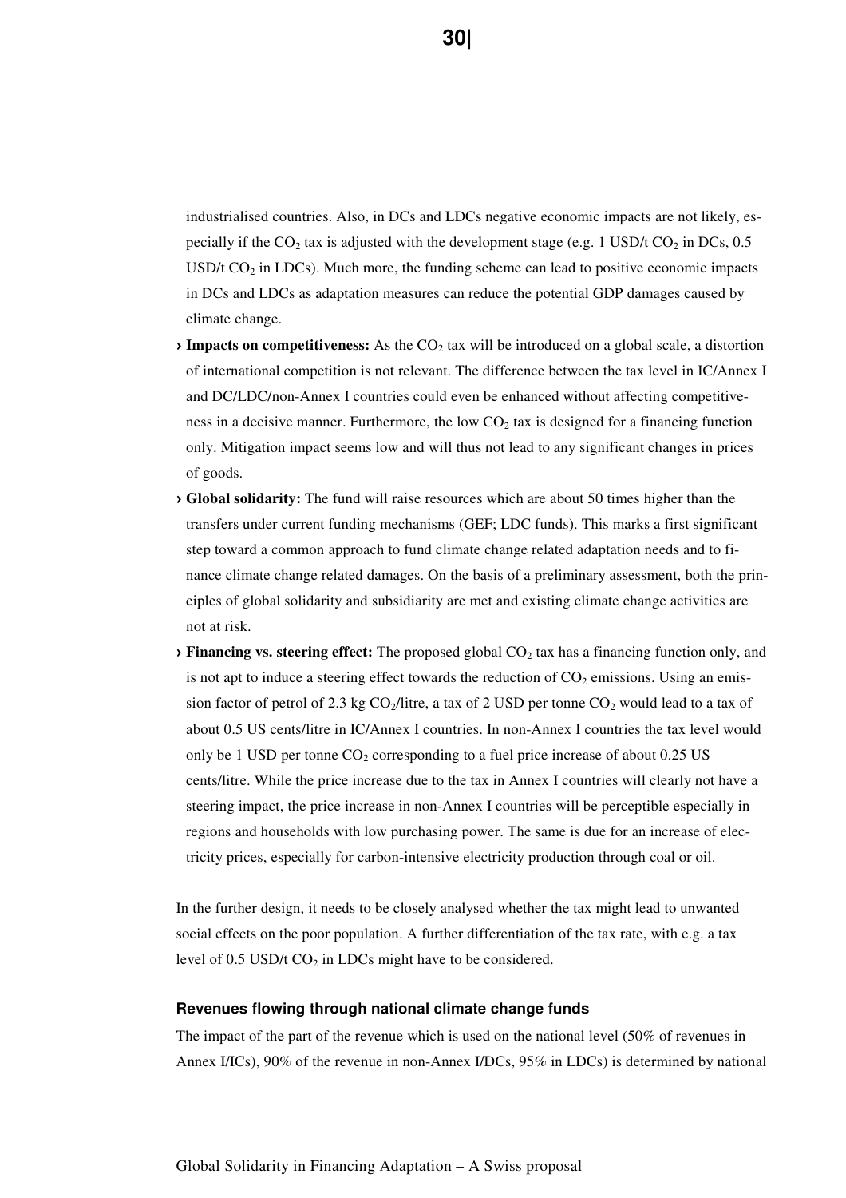industrialised countries. Also, in DCs and LDCs negative economic impacts are not likely, especially if the $CO_2$ tax is adjusted with the development stage (e.g. 1 USD/t $CO_2$ in DCs, 0.5 USD/t $CO_2$ in LDCs). Much more, the funding scheme can lead to positive economic impacts in DCs and LDCs as adaptation measures can reduce the potential GDP damages caused by climate change.

- **Impacts on competitiveness:** As the $CO_2$ tax will be introduced on a global scale, a distortion of international competition is not relevant. The difference between the tax level in IC/Annex I and DC/LDC/non-Annex I countries could even be enhanced without affecting competitiveness in a decisive manner. Furthermore, the low $CO_2$ tax is designed for a financing function only. Mitigation impact seems low and will thus not lead to any significant changes in prices of goods.
- **Global solidarity:** The fund will raise resources which are about 50 times higher than the transfers under current funding mechanisms (GEF; LDC funds). This marks a first significant step toward a common approach to fund climate change related adaptation needs and to finance climate change related damages. On the basis of a preliminary assessment, both the principles of global solidarity and subsidiarity are met and existing climate change activities are not at risk.
- **Financing vs. steering effect:** The proposed global $CO_2$ tax has a financing function only, and is not apt to induce a steering effect towards the reduction of $CO_2$ emissions. Using an emission factor of petrol of 2.3 kg $CO_2$/litre, a tax of 2 USD per tonne $CO_2$ would lead to a tax of about 0.5 US cents/litre in IC/Annex I countries. In non-Annex I countries the tax level would only be 1 USD per tonne $CO_2$ corresponding to a fuel price increase of about 0.25 US cents/litre. While the price increase due to the tax in Annex I countries will clearly not have a steering impact, the price increase in non-Annex I countries will be perceptible especially in regions and households with low purchasing power. The same is due for an increase of electricity prices, especially for carbon-intensive electricity production through coal or oil.

In the further design, it needs to be closely analysed whether the tax might lead to unwanted social effects on the poor population. A further differentiation of the tax rate, with e.g. a tax level of 0.5 USD/t $CO_2$ in LDCs might have to be considered.

#### Revenues flowing through national climate change funds

The impact of the part of the revenue which is used on the national level (50% of revenues in Annex I/ICs), 90% of the revenue in non-Annex I/DCs, 95% in LDCs) is determined by national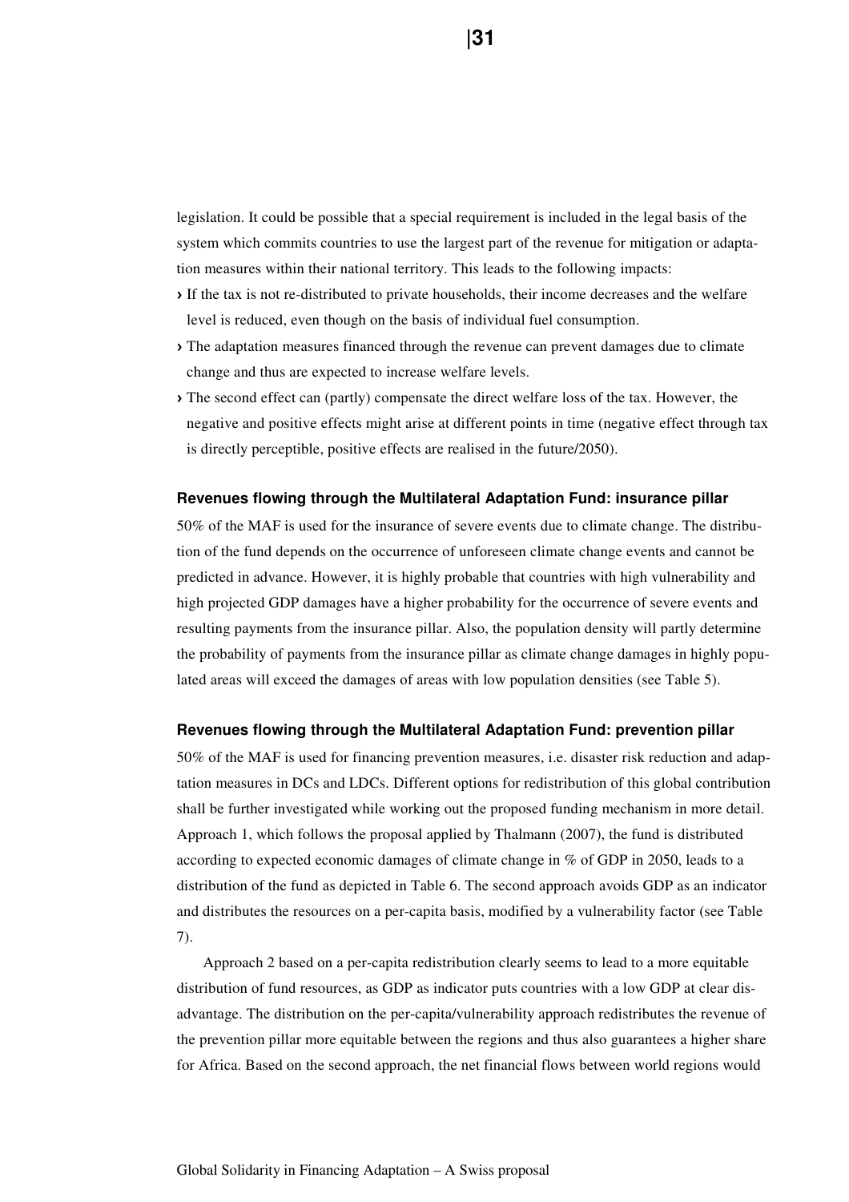legislation. It could be possible that a special requirement is included in the legal basis of the system which commits countries to use the largest part of the revenue for mitigation or adaptation measures within their national territory. This leads to the following impacts:

- If the tax is not re-distributed to private households, their income decreases and the welfare level is reduced, even though on the basis of individual fuel consumption.
- The adaptation measures financed through the revenue can prevent damages due to climate change and thus are expected to increase welfare levels.
- The second effect can (partly) compensate the direct welfare loss of the tax. However, the negative and positive effects might arise at different points in time (negative effect through tax is directly perceptible, positive effects are realised in the future/2050).

#### Revenues flowing through the Multilateral Adaptation Fund: insurance pillar

50% of the MAF is used for the insurance of severe events due to climate change. The distribution of the fund depends on the occurrence of unforeseen climate change events and cannot be predicted in advance. However, it is highly probable that countries with high vulnerability and high projected GDP damages have a higher probability for the occurrence of severe events and resulting payments from the insurance pillar. Also, the population density will partly determine the probability of payments from the insurance pillar as climate change damages in highly populated areas will exceed the damages of areas with low population densities (see Table 5).

#### Revenues flowing through the Multilateral Adaptation Fund: prevention pillar

50% of the MAF is used for financing prevention measures, i.e. disaster risk reduction and adaptation measures in DCs and LDCs. Different options for redistribution of this global contribution shall be further investigated while working out the proposed funding mechanism in more detail. Approach 1, which follows the proposal applied by Thalmann (2007), the fund is distributed according to expected economic damages of climate change in % of GDP in 2050, leads to a distribution of the fund as depicted in Table 6. The second approach avoids GDP as an indicator and distributes the resources on a per-capita basis, modified by a vulnerability factor (see Table 7).

Approach 2 based on a per-capita redistribution clearly seems to lead to a more equitable distribution of fund resources, as GDP as indicator puts countries with a low GDP at clear disadvantage. The distribution on the per-capita/vulnerability approach redistributes the revenue of the prevention pillar more equitable between the regions and thus also guarantees a higher share for Africa. Based on the second approach, the net financial flows between world regions would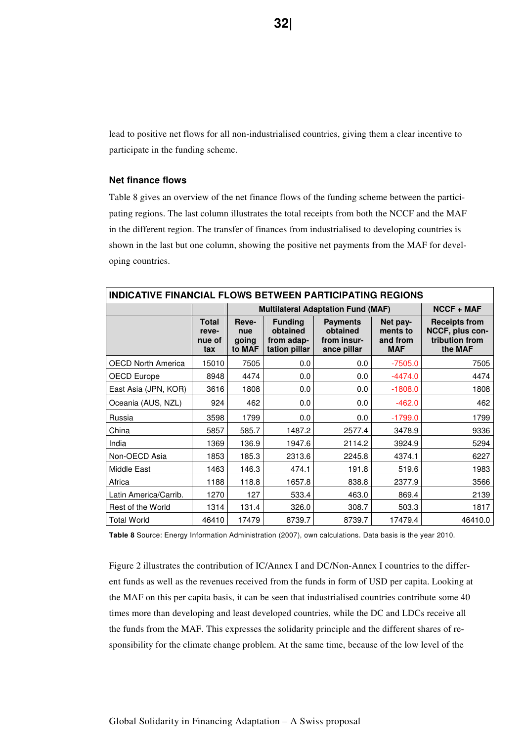lead to positive net flows for all non-industrialised countries, giving them a clear incentive to participate in the funding scheme.

### Net finance flows

Table 8 gives an overview of the net finance flows of the funding scheme between the participating regions. The last column illustrates the total receipts from both the NCCF and the MAF in the different region. The transfer of finances from industrialised to developing countries is shown in the last but one column, showing the positive net payments from the MAF for developing countries.

| INDICATIVE FINANCIAL FLOWS BETWEEN PARTICIPATING REGIONS | | | | | | |
|---|---|---|---|---|---|---|
| | | Multilateral Adaptation Fund (MAF) | | | | NCCF + MAF |
| | Total revenue of tax | Revenue going to MAF | Funding obtained from adaptation pillar | Payments obtained from insurance pillar | Net payments to and from MAF | Receipts from NCCF, plus contribution from the MAF |
| OECD North America | 15010 | 7505 | 0.0 | 0.0 | -7505.0 | 7505 |
| OECD Europe | 8948 | 4474 | 0.0 | 0.0 | -4474.0 | 4474 |
| East Asia (JPN, KOR) | 3616 | 1808 | 0.0 | 0.0 | -1808.0 | 1808 |
| Oceania (AUS, NZL) | 924 | 462 | 0.0 | 0.0 | -462.0 | 462 |
| Russia | 3598 | 1799 | 0.0 | 0.0 | -1799.0 | 1799 |
| China | 5857 | 585.7 | 1487.2 | 2577.4 | 3478.9 | 9336 |
| India | 1369 | 136.9 | 1947.6 | 2114.2 | 3924.9 | 5294 |
| Non-OECD Asia | 1853 | 185.3 | 2313.6 | 2245.8 | 4374.1 | 6227 |
| Middle East | 1463 | 146.3 | 474.1 | 191.8 | 519.6 | 1983 |
| Africa | 1188 | 118.8 | 1657.8 | 838.8 | 2377.9 | 3566 |
| Latin America/Carrib. | 1270 | 127 | 533.4 | 463.0 | 869.4 | 2139 |
| Rest of the World | 1314 | 131.4 | 326.0 | 308.7 | 503.3 | 1817 |
| Total World | 46410 | 17479 | 8739.7 | 8739.7 | 17479.4 | 46410.0 |

**Table 8** Source: Energy Information Administration (2007), own calculations. Data basis is the year 2010.

Figure 2 illustrates the contribution of IC/Annex I and DC/Non-Annex I countries to the different funds as well as the revenues received from the funds in form of USD per capita. Looking at the MAF on this per capita basis, it can be seen that industrialised countries contribute some 40 times more than developing and least developed countries, while the DC and LDCs receive all the funds from the MAF. This expresses the solidarity principle and the different shares of responsibility for the climate change problem. At the same time, because of the low level of the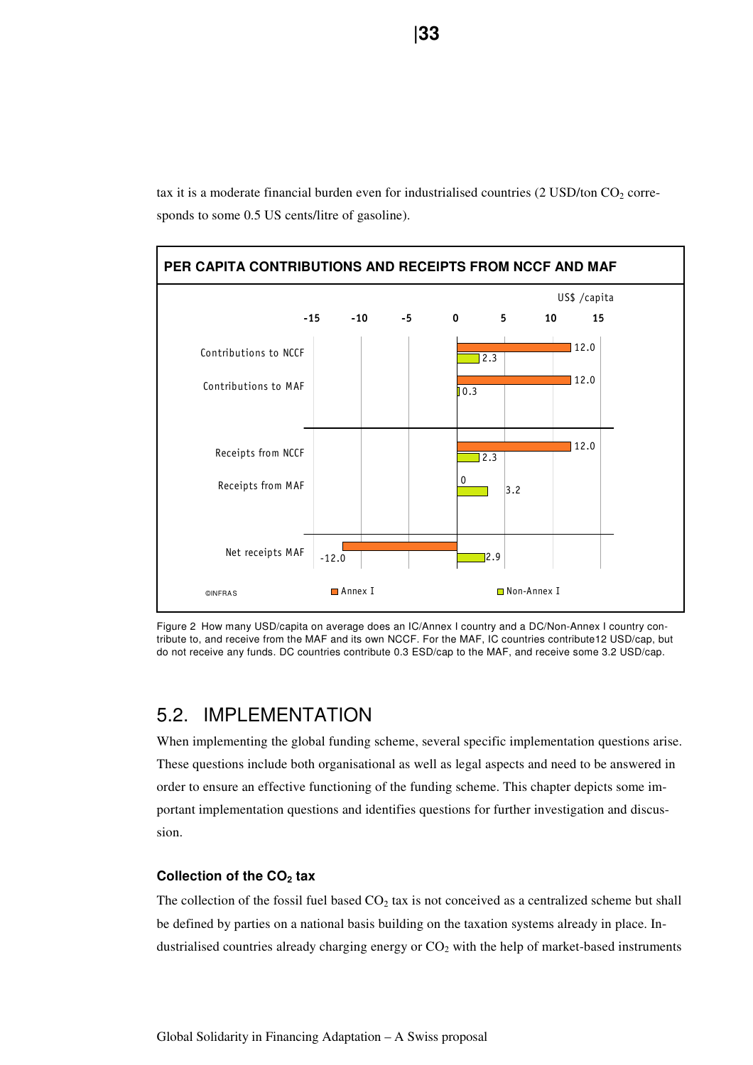tax it is a moderate financial burden even for industrialised countries (2 USD/ton $CO_2$ corresponds to some 0.5 US cents/litre of gasoline).

**PER CAPITA CONTRIBUTIONS AND RECEIPTS FROM NCCF AND MAF**

| US$ /capita | Annex I | Non-Annex I |
|---|---|---|
| Contributions to NCCF | 12.0 | 2.3 |
| Contributions to MAF | 12.0 | 0.3 |
| Receipts from NCCF | 12.0 | 2.3 |
| Receipts from MAF | 0 | 3.2 |
| Net receipts MAF | -12.0 | 2.9 |

©INFRAS

Figure 2 How many USD/capita on average does an IC/Annex I country and a DC/Non-Annex I country contribute to, and receive from the MAF and its own NCCF. For the MAF, IC countries contribute12 USD/cap, but do not receive any funds. DC countries contribute 0.3 ESD/cap to the MAF, and receive some 3.2 USD/cap.

## 5.2. IMPLEMENTATION

When implementing the global funding scheme, several specific implementation questions arise. These questions include both organisational as well as legal aspects and need to be answered in order to ensure an effective functioning of the funding scheme. This chapter depicts some important implementation questions and identifies questions for further investigation and discussion.

### Collection of the $CO_2$ tax

The collection of the fossil fuel based $CO_2$ tax is not conceived as a centralized scheme but shall be defined by parties on a national basis building on the taxation systems already in place. Industrialised countries already charging energy or $CO_2$ with the help of market-based instruments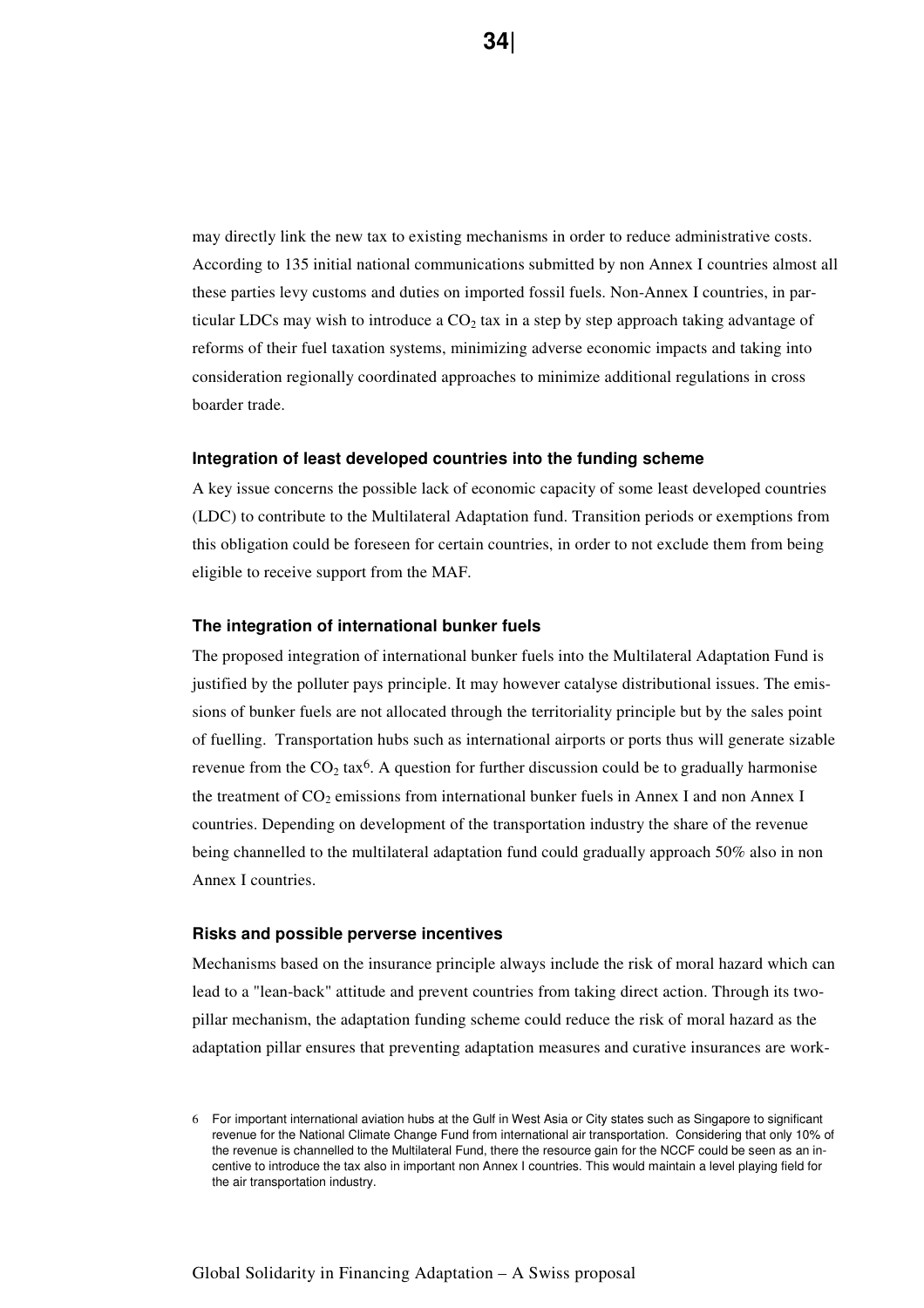may directly link the new tax to existing mechanisms in order to reduce administrative costs. According to 135 initial national communications submitted by non Annex I countries almost all these parties levy customs and duties on imported fossil fuels. Non-Annex I countries, in particular LDCs may wish to introduce a $CO_2$ tax in a step by step approach taking advantage of reforms of their fuel taxation systems, minimizing adverse economic impacts and taking into consideration regionally coordinated approaches to minimize additional regulations in cross boarder trade.

#### Integration of least developed countries into the funding scheme

A key issue concerns the possible lack of economic capacity of some least developed countries (LDC) to contribute to the Multilateral Adaptation fund. Transition periods or exemptions from this obligation could be foreseen for certain countries, in order to not exclude them from being eligible to receive support from the MAF.

#### The integration of international bunker fuels

The proposed integration of international bunker fuels into the Multilateral Adaptation Fund is justified by the polluter pays principle. It may however catalyse distributional issues. The emissions of bunker fuels are not allocated through the territoriality principle but by the sales point of fuelling. Transportation hubs such as international airports or ports thus will generate sizable revenue from the $CO_2$ tax[6]. A question for further discussion could be to gradually harmonise the treatment of $CO_2$ emissions from international bunker fuels in Annex I and non Annex I countries. Depending on development of the transportation industry the share of the revenue being channelled to the multilateral adaptation fund could gradually approach 50% also in non Annex I countries.

#### Risks and possible perverse incentives

Mechanisms based on the insurance principle always include the risk of moral hazard which can lead to a "lean-back" attitude and prevent countries from taking direct action. Through its two-pillar mechanism, the adaptation funding scheme could reduce the risk of moral hazard as the adaptation pillar ensures that preventing adaptation measures and curative insurances are work-

6 For important international aviation hubs at the Gulf in West Asia or City states such as Singapore to significant revenue for the National Climate Change Fund from international air transportation. Considering that only 10% of the revenue is channelled to the Multilateral Fund, there the resource gain for the NCCF could be seen as an incentive to introduce the tax also in important non Annex I countries. This would maintain a level playing field for the air transportation industry.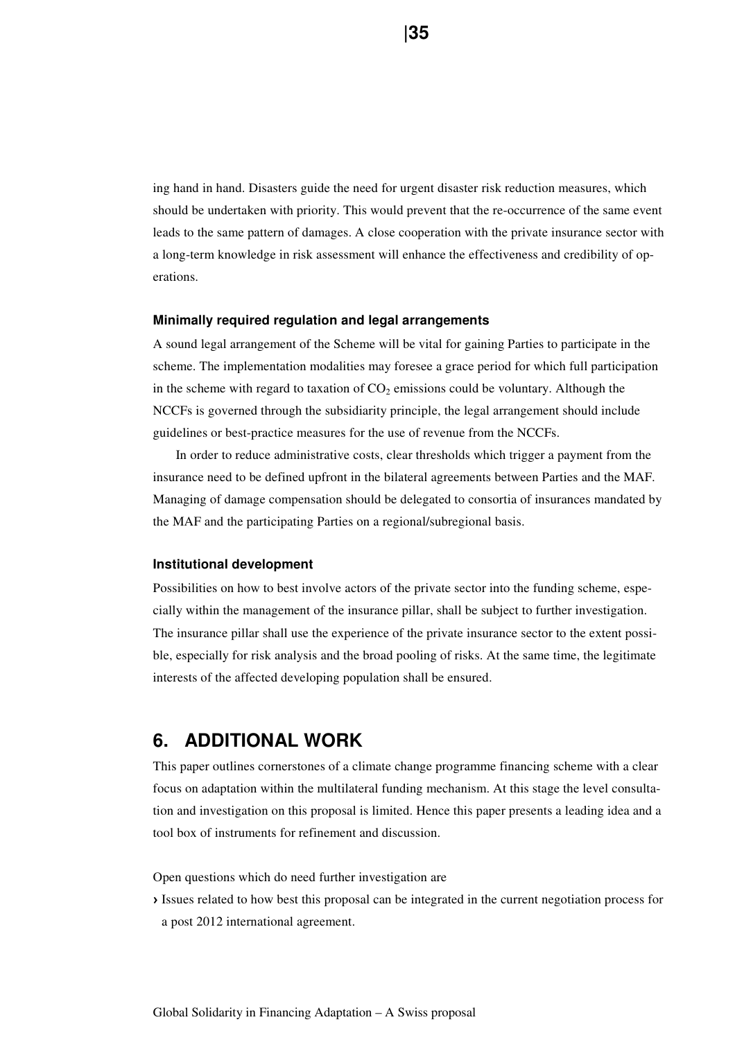ing hand in hand. Disasters guide the need for urgent disaster risk reduction measures, which should be undertaken with priority. This would prevent that the re-occurrence of the same event leads to the same pattern of damages. A close cooperation with the private insurance sector with a long-term knowledge in risk assessment will enhance the effectiveness and credibility of operations.

#### Minimally required regulation and legal arrangements

A sound legal arrangement of the Scheme will be vital for gaining Parties to participate in the scheme. The implementation modalities may foresee a grace period for which full participation in the scheme with regard to taxation of $CO_2$ emissions could be voluntary. Although the NCCFs is governed through the subsidiarity principle, the legal arrangement should include guidelines or best-practice measures for the use of revenue from the NCCFs.

In order to reduce administrative costs, clear thresholds which trigger a payment from the insurance need to be defined upfront in the bilateral agreements between Parties and the MAF. Managing of damage compensation should be delegated to consortia of insurances mandated by the MAF and the participating Parties on a regional/subregional basis.

#### Institutional development

Possibilities on how to best involve actors of the private sector into the funding scheme, especially within the management of the insurance pillar, shall be subject to further investigation. The insurance pillar shall use the experience of the private insurance sector to the extent possible, especially for risk analysis and the broad pooling of risks. At the same time, the legitimate interests of the affected developing population shall be ensured.

## 6. ADDITIONAL WORK

This paper outlines cornerstones of a climate change programme financing scheme with a clear focus on adaptation within the multilateral funding mechanism. At this stage the level consultation and investigation on this proposal is limited. Hence this paper presents a leading idea and a tool box of instruments for refinement and discussion.

Open questions which do need further investigation are

- Issues related to how best this proposal can be integrated in the current negotiation process for a post 2012 international agreement.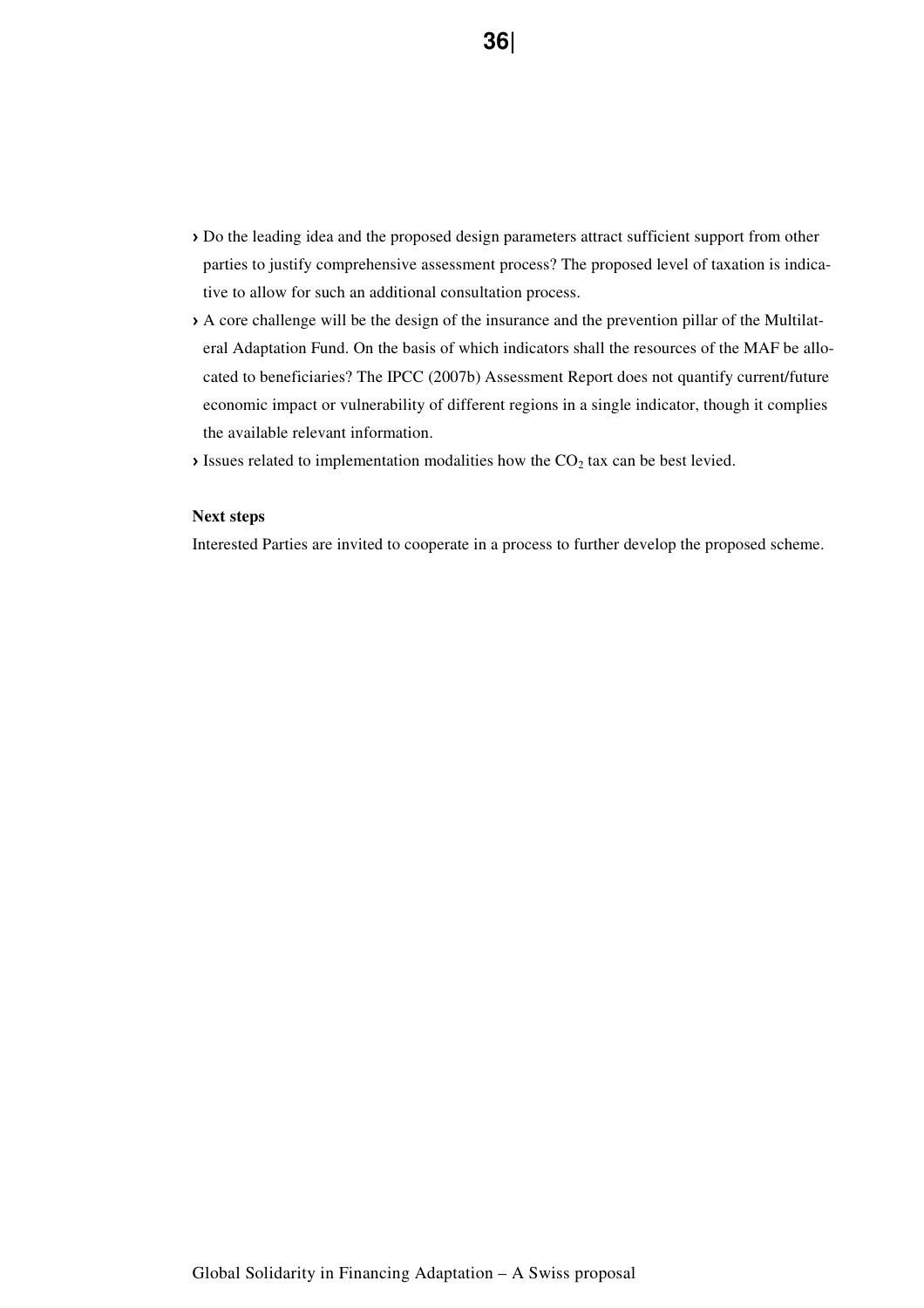- Do the leading idea and the proposed design parameters attract sufficient support from other parties to justify comprehensive assessment process? The proposed level of taxation is indicative to allow for such an additional consultation process.
- A core challenge will be the design of the insurance and the prevention pillar of the Multilateral Adaptation Fund. On the basis of which indicators shall the resources of the MAF be allocated to beneficiaries? The IPCC (2007b) Assessment Report does not quantify current/future economic impact or vulnerability of different regions in a single indicator, though it complies the available relevant information.
- Issues related to implementation modalities how the $CO_2$ tax can be best levied.

**Next steps**

Interested Parties are invited to cooperate in a process to further develop the proposed scheme.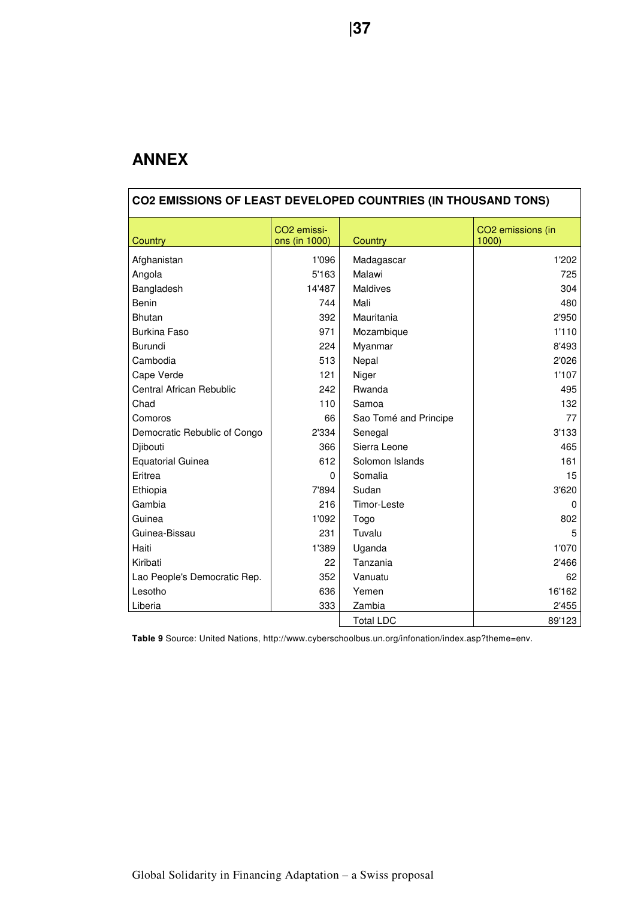## ANNEX

| CO2 EMISSIONS OF LEAST DEVELOPED COUNTRIES (IN THOUSAND TONS) | | | |
|---|---|---|---|
| Country | CO2 emissi-ons (in 1000) | Country | CO2 emissions (in 1000) |
| Afghanistan | 1'096 | Madagascar | 1'202 |
| Angola | 5'163 | Malawi | 725 |
| Bangladesh | 14'487 | Maldives | 304 |
| Benin | 744 | Mali | 480 |
| Bhutan | 392 | Mauritania | 2'950 |
| Burkina Faso | 971 | Mozambique | 1'110 |
| Burundi | 224 | Myanmar | 8'493 |
| Cambodia | 513 | Nepal | 2'026 |
| Cape Verde | 121 | Niger | 1'107 |
| Central African Rebublic | 242 | Rwanda | 495 |
| Chad | 110 | Samoa | 132 |
| Comoros | 66 | Sao Tomé and Principe | 77 |
| Democratic Rebublic of Congo | 2'334 | Senegal | 3'133 |
| Djibouti | 366 | Sierra Leone | 465 |
| Equatorial Guinea | 612 | Solomon Islands | 161 |
| Eritrea | 0 | Somalia | 15 |
| Ethiopia | 7'894 | Sudan | 3'620 |
| Gambia | 216 | Timor-Leste | 0 |
| Guinea | 1'092 | Togo | 802 |
| Guinea-Bissau | 231 | Tuvalu | 5 |
| Haiti | 1'389 | Uganda | 1'070 |
| Kiribati | 22 | Tanzania | 2'466 |
| Lao People's Democratic Rep. | 352 | Vanuatu | 62 |
| Lesotho | 636 | Yemen | 16'162 |
| Liberia | 333 | Zambia | 2'455 |
| | | Total LDC | 89'123 |

**Table 9** Source: United Nations, http://www.cyberschoolbus.un.org/infonation/index.asp?theme=env.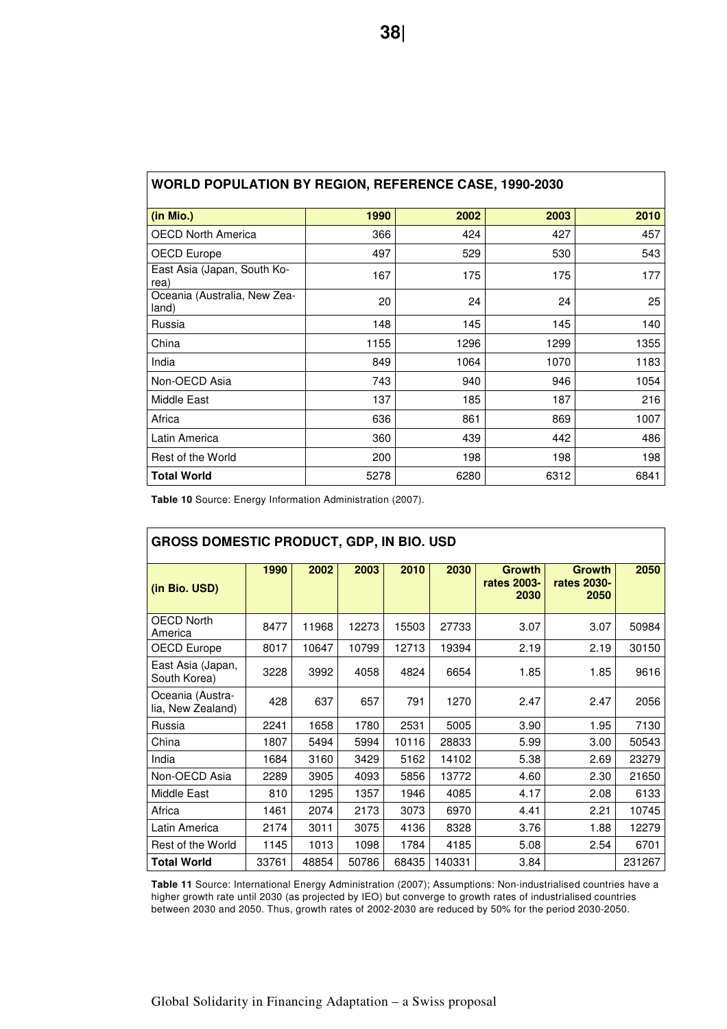| WORLD POPULATION BY REGION, REFERENCE CASE, 1990-2030 | | | | |
|---|---|---|---|---|
| **(in Mio.)** | **1990** | **2002** | **2003** | **2010** |
| OECD North America | 366 | 424 | 427 | 457 |
| OECD Europe | 497 | 529 | 530 | 543 |
| East Asia (Japan, South Korea) | 167 | 175 | 175 | 177 |
| Oceania (Australia, New Zealand) | 20 | 24 | 24 | 25 |
| Russia | 148 | 145 | 145 | 140 |
| China | 1155 | 1296 | 1299 | 1355 |
| India | 849 | 1064 | 1070 | 1183 |
| Non-OECD Asia | 743 | 940 | 946 | 1054 |
| Middle East | 137 | 185 | 187 | 216 |
| Africa | 636 | 861 | 869 | 1007 |
| Latin America | 360 | 439 | 442 | 486 |
| Rest of the World | 200 | 198 | 198 | 198 |
| **Total World** | 5278 | 6280 | 6312 | 6841 |

**Table 10** Source: Energy Information Administration (2007).

| GROSS DOMESTIC PRODUCT, GDP, IN BIO. USD | | | | | | | | |
|---|---|---|---|---|---|---|---|---|
| **(in Bio. USD)** | **1990** | **2002** | **2003** | **2010** | **2030** | **Growth rates 2003-2030** | **Growth rates 2030-2050** | **2050** |
| OECD North America | 8477 | 11968 | 12273 | 15503 | 27733 | 3.07 | 3.07 | 50984 |
| OECD Europe | 8017 | 10647 | 10799 | 12713 | 19394 | 2.19 | 2.19 | 30150 |
| East Asia (Japan, South Korea) | 3228 | 3992 | 4058 | 4824 | 6654 | 1.85 | 1.85 | 9616 |
| Oceania (Australia, New Zealand) | 428 | 637 | 657 | 791 | 1270 | 2.47 | 2.47 | 2056 |
| Russia | 2241 | 1658 | 1780 | 2531 | 5005 | 3.90 | 1.95 | 7130 |
| China | 1807 | 5494 | 5994 | 10116 | 28833 | 5.99 | 3.00 | 50543 |
| India | 1684 | 3160 | 3429 | 5162 | 14102 | 5.38 | 2.69 | 23279 |
| Non-OECD Asia | 2289 | 3905 | 4093 | 5856 | 13772 | 4.60 | 2.30 | 21650 |
| Middle East | 810 | 1295 | 1357 | 1946 | 4085 | 4.17 | 2.08 | 6133 |
| Africa | 1461 | 2074 | 2173 | 3073 | 6970 | 4.41 | 2.21 | 10745 |
| Latin America | 2174 | 3011 | 3075 | 4136 | 8328 | 3.76 | 1.88 | 12279 |
| Rest of the World | 1145 | 1013 | 1098 | 1784 | 4185 | 5.08 | 2.54 | 6701 |
| **Total World** | 33761 | 48854 | 50786 | 68435 | 140331 | 3.84 | | 231267 |

**Table 11** Source: International Energy Administration (2007); Assumptions: Non-industrialised countries have a higher growth rate until 2030 (as projected by IEO) but converge to growth rates of industrialised countries between 2030 and 2050. Thus, growth rates of 2002-2030 are reduced by 50% for the period 2030-2050.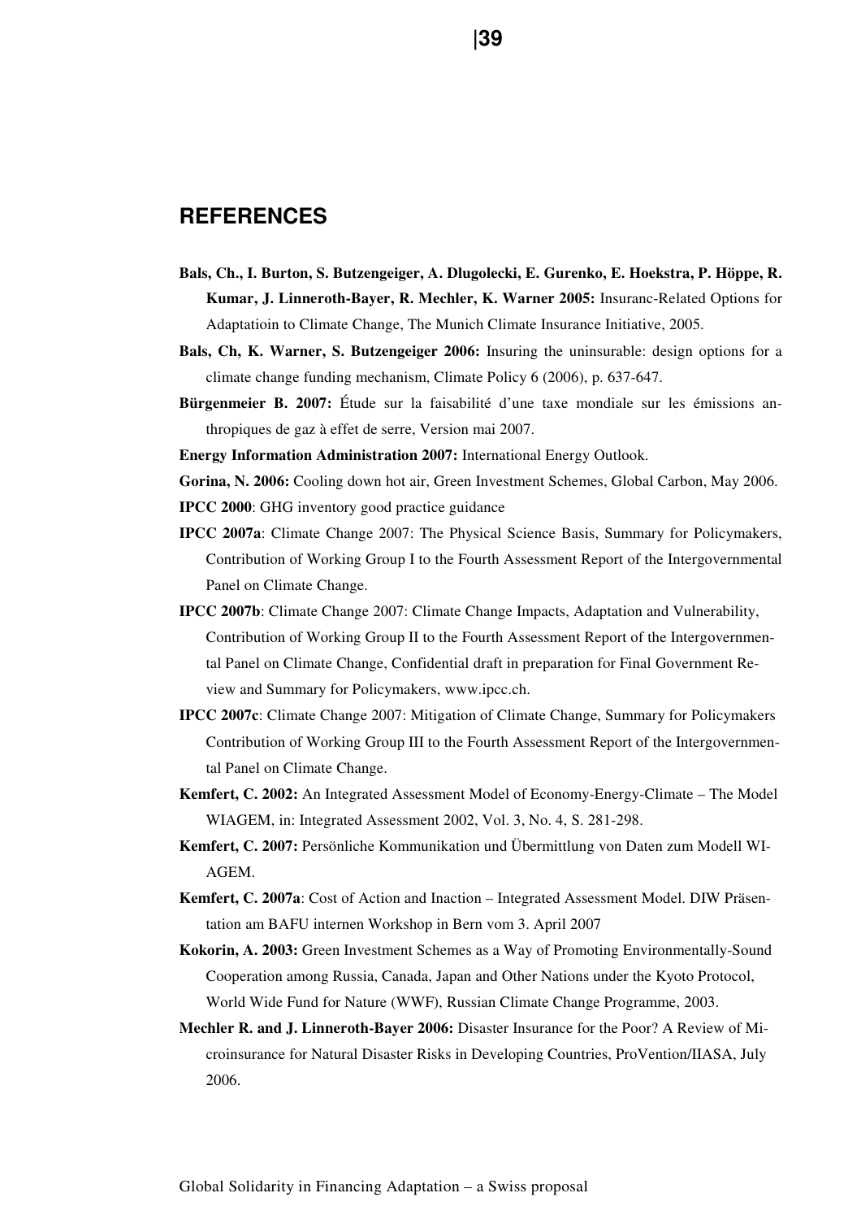## REFERENCES

**Bals, Ch., I. Burton, S. Butzengeiger, A. Dlugolecki, E. Gurenko, E. Hoekstra, P. Höppe, R. Kumar, J. Linneroth-Bayer, R. Mechler, K. Warner 2005:** Insuranc-Related Options for Adaptatioin to Climate Change, The Munich Climate Insurance Initiative, 2005.

**Bals, Ch, K. Warner, S. Butzengeiger 2006:** Insuring the uninsurable: design options for a climate change funding mechanism, Climate Policy 6 (2006), p. 637-647.

**Bürgenmeier B. 2007:** Étude sur la faisabilité d'une taxe mondiale sur les émissions anthropiques de gaz à effet de serre, Version mai 2007.

**Energy Information Administration 2007:** International Energy Outlook.

**Gorina, N. 2006:** Cooling down hot air, Green Investment Schemes, Global Carbon, May 2006.

**IPCC 2000**: GHG inventory good practice guidance

**IPCC 2007a**: Climate Change 2007: The Physical Science Basis, Summary for Policymakers, Contribution of Working Group I to the Fourth Assessment Report of the Intergovernmental Panel on Climate Change.

**IPCC 2007b**: Climate Change 2007: Climate Change Impacts, Adaptation and Vulnerability, Contribution of Working Group II to the Fourth Assessment Report of the Intergovernmental Panel on Climate Change, Confidential draft in preparation for Final Government Review and Summary for Policymakers, www.ipcc.ch.

**IPCC 2007c**: Climate Change 2007: Mitigation of Climate Change, Summary for Policymakers Contribution of Working Group III to the Fourth Assessment Report of the Intergovernmental Panel on Climate Change.

**Kemfert, C. 2002:** An Integrated Assessment Model of Economy-Energy-Climate – The Model WIAGEM, in: Integrated Assessment 2002, Vol. 3, No. 4, S. 281-298.

**Kemfert, C. 2007:** Persönliche Kommunikation und Übermittlung von Daten zum Modell WIAGEM.

**Kemfert, C. 2007a**: Cost of Action and Inaction – Integrated Assessment Model. DIW Präsentation am BAFU internen Workshop in Bern vom 3. April 2007

**Kokorin, A. 2003:** Green Investment Schemes as a Way of Promoting Environmentally-Sound Cooperation among Russia, Canada, Japan and Other Nations under the Kyoto Protocol, World Wide Fund for Nature (WWF), Russian Climate Change Programme, 2003.

**Mechler R. and J. Linneroth-Bayer 2006:** Disaster Insurance for the Poor? A Review of Microinsurance for Natural Disaster Risks in Developing Countries, ProVention/IIASA, July 2006.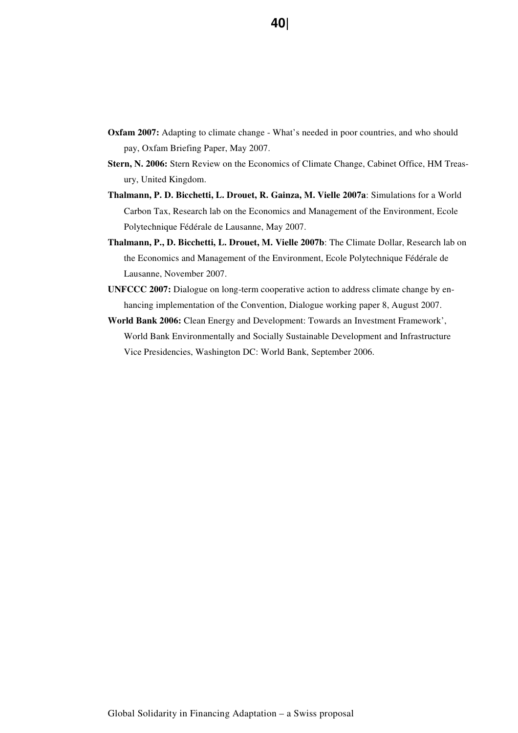**Oxfam 2007:** Adapting to climate change - What's needed in poor countries, and who should pay, Oxfam Briefing Paper, May 2007.

**Stern, N. 2006:** Stern Review on the Economics of Climate Change, Cabinet Office, HM Treasury, United Kingdom.

**Thalmann, P. D. Bicchetti, L. Drouet, R. Gainza, M. Vielle 2007a**: Simulations for a World Carbon Tax, Research lab on the Economics and Management of the Environment, Ecole Polytechnique Fédérale de Lausanne, May 2007.

**Thalmann, P., D. Bicchetti, L. Drouet, M. Vielle 2007b**: The Climate Dollar, Research lab on the Economics and Management of the Environment, Ecole Polytechnique Fédérale de Lausanne, November 2007.

**UNFCCC 2007:** Dialogue on long-term cooperative action to address climate change by enhancing implementation of the Convention, Dialogue working paper 8, August 2007.

**World Bank 2006:** Clean Energy and Development: Towards an Investment Framework', World Bank Environmentally and Socially Sustainable Development and Infrastructure Vice Presidencies, Washington DC: World Bank, September 2006.